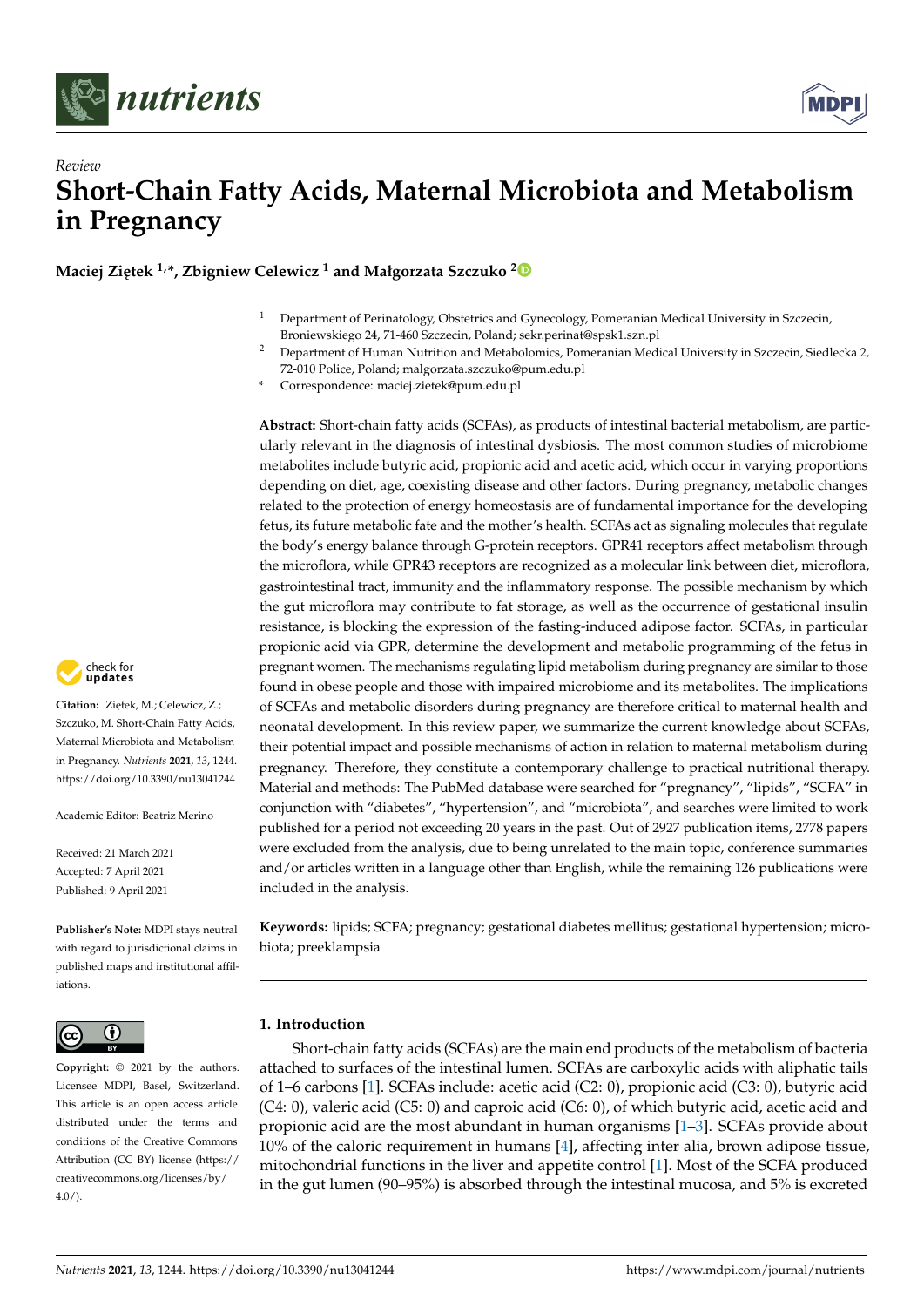Review

# Short-Chain Fatty Acids, Maternal Microbiota and Metabolism in Pregnancy

**Maciej Ziętek [1,*], Zbigniew Celewicz [1] and Małgorzata Szczuko [2]**

[1] Department of Perinatology, Obstetrics and Gynecology, Pomeranian Medical University in Szczecin, Broniewskiego 24, 71-460 Szczecin, Poland; sekr.perinat@spsk1.szn.pl

[2] Department of Human Nutrition and Metabolomics, Pomeranian Medical University in Szczecin, Siedlecka 2, 72-010 Police, Poland; malgorzata.szczuko@pum.edu.pl

[*] Correspondence: maciej.zietek@pum.edu.pl

**Abstract:** Short-chain fatty acids (SCFAs), as products of intestinal bacterial metabolism, are particularly relevant in the diagnosis of intestinal dysbiosis. The most common studies of microbiome metabolites include butyric acid, propionic acid and acetic acid, which occur in varying proportions depending on diet, age, coexisting disease and other factors. During pregnancy, metabolic changes related to the protection of energy homeostasis are of fundamental importance for the developing fetus, its future metabolic fate and the mother's health. SCFAs act as signaling molecules that regulate the body's energy balance through G-protein receptors. GPR41 receptors affect metabolism through the microflora, while GPR43 receptors are recognized as a molecular link between diet, microflora, gastrointestinal tract, immunity and the inflammatory response. The possible mechanism by which the gut microflora may contribute to fat storage, as well as the occurrence of gestational insulin resistance, is blocking the expression of the fasting-induced adipose factor. SCFAs, in particular propionic acid via GPR, determine the development and metabolic programming of the fetus in pregnant women. The mechanisms regulating lipid metabolism during pregnancy are similar to those found in obese people and those with impaired microbiome and its metabolites. The implications of SCFAs and metabolic disorders during pregnancy are therefore critical to maternal health and neonatal development. In this review paper, we summarize the current knowledge about SCFAs, their potential impact and possible mechanisms of action in relation to maternal metabolism during pregnancy. Therefore, they constitute a contemporary challenge to practical nutritional therapy. Material and methods: The PubMed database were searched for "pregnancy", "lipids", "SCFA" in conjunction with "diabetes", "hypertension", and "microbiota", and searches were limited to work published for a period not exceeding 20 years in the past. Out of 2927 publication items, 2778 papers were excluded from the analysis, due to being unrelated to the main topic, conference summaries and/or articles written in a language other than English, while the remaining 126 publications were included in the analysis.

**Keywords:** lipids; SCFA; pregnancy; gestational diabetes mellitus; gestational hypertension; microbiota; preeklampsia

**Citation:** Ziętek, M.; Celewicz, Z.; Szczuko, M. Short-Chain Fatty Acids, Maternal Microbiota and Metabolism in Pregnancy. *Nutrients* **2021**, *13*, 1244. https://doi.org/10.3390/nu13041244

Academic Editor: Beatriz Merino

Received: 21 March 2021
Accepted: 7 April 2021
Published: 9 April 2021

**Publisher's Note:** MDPI stays neutral with regard to jurisdictional claims in published maps and institutional affiliations.

**Copyright:** © 2021 by the authors. Licensee MDPI, Basel, Switzerland. This article is an open access article distributed under the terms and conditions of the Creative Commons Attribution (CC BY) license (https://creativecommons.org/licenses/by/4.0/).

## 1. Introduction

Short-chain fatty acids (SCFAs) are the main end products of the metabolism of bacteria attached to surfaces of the intestinal lumen. SCFAs are carboxylic acids with aliphatic tails of 1–6 carbons [1]. SCFAs include: acetic acid (C2: 0), propionic acid (C3: 0), butyric acid (C4: 0), valeric acid (C5: 0) and caproic acid (C6: 0), of which butyric acid, acetic acid and propionic acid are the most abundant in human organisms [1–3]. SCFAs provide about 10% of the caloric requirement in humans [4], affecting inter alia, brown adipose tissue, mitochondrial functions in the liver and appetite control [1]. Most of the SCFA produced in the gut lumen (90–95%) is absorbed through the intestinal mucosa, and 5% is excreted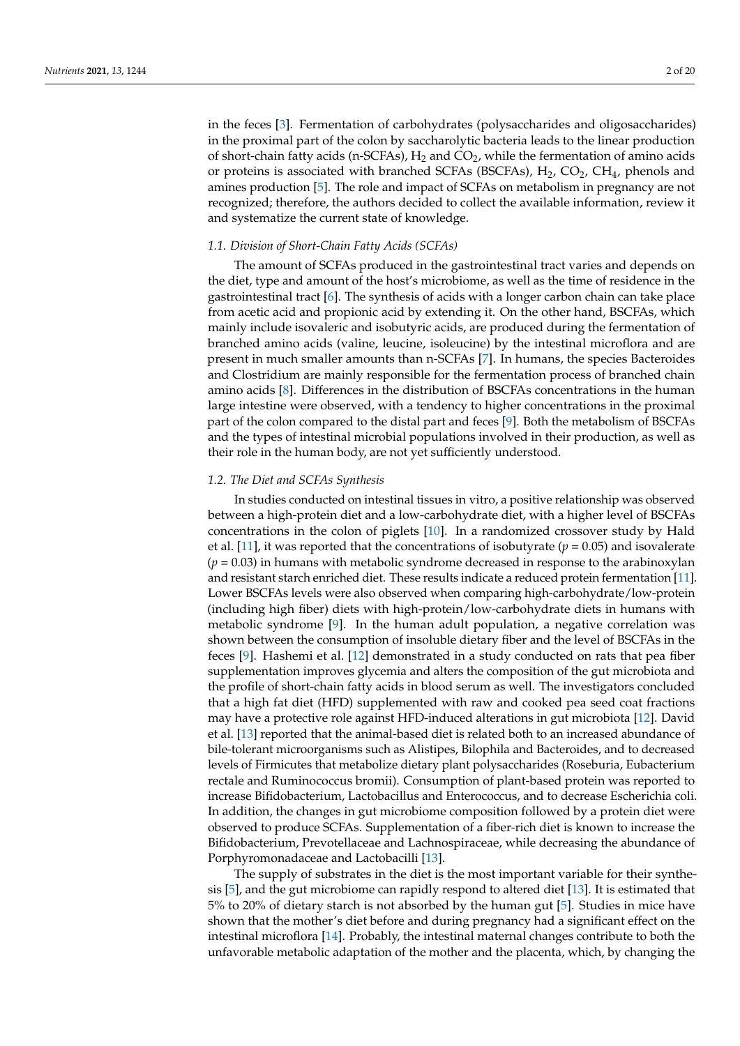in the feces [3]. Fermentation of carbohydrates (polysaccharides and oligosaccharides) in the proximal part of the colon by saccharolytic bacteria leads to the linear production of short-chain fatty acids (n-SCFAs), $H_2$ and $CO_2$, while the fermentation of amino acids or proteins is associated with branched SCFAs (BSCFAs), $H_2$, $CO_2$, $CH_4$, phenols and amines production [5]. The role and impact of SCFAs on metabolism in pregnancy are not recognized; therefore, the authors decided to collect the available information, review it and systematize the current state of knowledge.

### 1.1. Division of Short-Chain Fatty Acids (SCFAs)

The amount of SCFAs produced in the gastrointestinal tract varies and depends on the diet, type and amount of the host's microbiome, as well as the time of residence in the gastrointestinal tract [6]. The synthesis of acids with a longer carbon chain can take place from acetic acid and propionic acid by extending it. On the other hand, BSCFAs, which mainly include isovaleric and isobutyric acids, are produced during the fermentation of branched amino acids (valine, leucine, isoleucine) by the intestinal microflora and are present in much smaller amounts than n-SCFAs [7]. In humans, the species Bacteroides and Clostridium are mainly responsible for the fermentation process of branched chain amino acids [8]. Differences in the distribution of BSCFAs concentrations in the human large intestine were observed, with a tendency to higher concentrations in the proximal part of the colon compared to the distal part and feces [9]. Both the metabolism of BSCFAs and the types of intestinal microbial populations involved in their production, as well as their role in the human body, are not yet sufficiently understood.

### 1.2. The Diet and SCFAs Synthesis

In studies conducted on intestinal tissues in vitro, a positive relationship was observed between a high-protein diet and a low-carbohydrate diet, with a higher level of BSCFAs concentrations in the colon of piglets [10]. In a randomized crossover study by Hald et al. [11], it was reported that the concentrations of isobutyrate ($p = 0.05$) and isovalerate ($p = 0.03$) in humans with metabolic syndrome decreased in response to the arabinoxylan and resistant starch enriched diet. These results indicate a reduced protein fermentation [11]. Lower BSCFAs levels were also observed when comparing high-carbohydrate/low-protein (including high fiber) diets with high-protein/low-carbohydrate diets in humans with metabolic syndrome [9]. In the human adult population, a negative correlation was shown between the consumption of insoluble dietary fiber and the level of BSCFAs in the feces [9]. Hashemi et al. [12] demonstrated in a study conducted on rats that pea fiber supplementation improves glycemia and alters the composition of the gut microbiota and the profile of short-chain fatty acids in blood serum as well. The investigators concluded that a high fat diet (HFD) supplemented with raw and cooked pea seed coat fractions may have a protective role against HFD-induced alterations in gut microbiota [12]. David et al. [13] reported that the animal-based diet is related both to an increased abundance of bile-tolerant microorganisms such as Alistipes, Bilophila and Bacteroides, and to decreased levels of Firmicutes that metabolize dietary plant polysaccharides (Roseburia, Eubacterium rectale and Ruminococcus bromii). Consumption of plant-based protein was reported to increase Bifidobacterium, Lactobacillus and Enterococcus, and to decrease Escherichia coli. In addition, the changes in gut microbiome composition followed by a protein diet were observed to produce SCFAs. Supplementation of a fiber-rich diet is known to increase the Bifidobacterium, Prevotellaceae and Lachnospiraceae, while decreasing the abundance of Porphyromonadaceae and Lactobacilli [13].

The supply of substrates in the diet is the most important variable for their synthesis [5], and the gut microbiome can rapidly respond to altered diet [13]. It is estimated that 5% to 20% of dietary starch is not absorbed by the human gut [5]. Studies in mice have shown that the mother's diet before and during pregnancy had a significant effect on the intestinal microflora [14]. Probably, the intestinal maternal changes contribute to both the unfavorable metabolic adaptation of the mother and the placenta, which, by changing the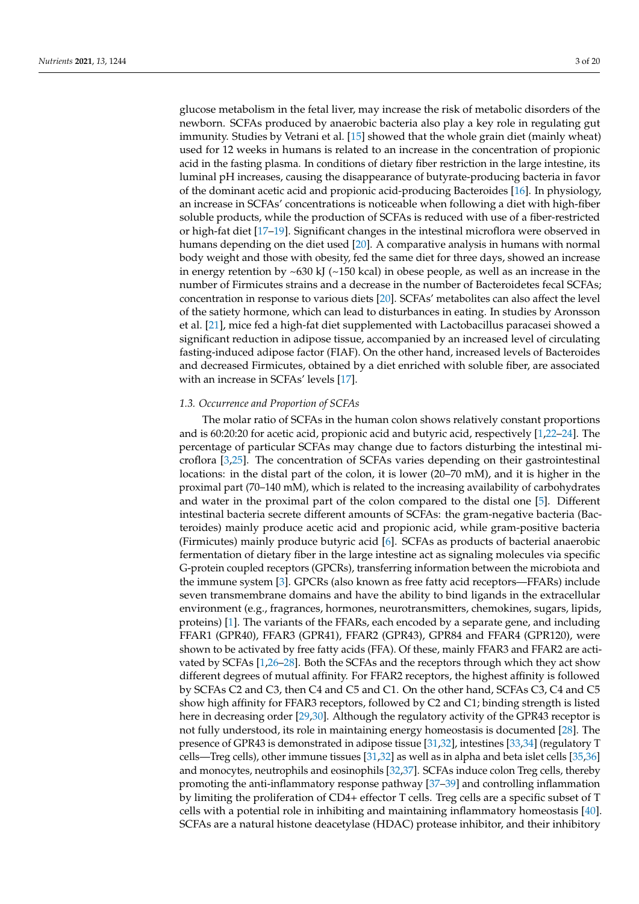glucose metabolism in the fetal liver, may increase the risk of metabolic disorders of the newborn. SCFAs produced by anaerobic bacteria also play a key role in regulating gut immunity. Studies by Vetrani et al. [15] showed that the whole grain diet (mainly wheat) used for 12 weeks in humans is related to an increase in the concentration of propionic acid in the fasting plasma. In conditions of dietary fiber restriction in the large intestine, its luminal pH increases, causing the disappearance of butyrate-producing bacteria in favor of the dominant acetic acid and propionic acid-producing Bacteroides [16]. In physiology, an increase in SCFAs' concentrations is noticeable when following a diet with high-fiber soluble products, while the production of SCFAs is reduced with use of a fiber-restricted or high-fat diet [17–19]. Significant changes in the intestinal microflora were observed in humans depending on the diet used [20]. A comparative analysis in humans with normal body weight and those with obesity, fed the same diet for three days, showed an increase in energy retention by ~630 kJ (~150 kcal) in obese people, as well as an increase in the number of Firmicutes strains and a decrease in the number of Bacteroidetes fecal SCFAs; concentration in response to various diets [20]. SCFAs' metabolites can also affect the level of the satiety hormone, which can lead to disturbances in eating. In studies by Aronsson et al. [21], mice fed a high-fat diet supplemented with Lactobacillus paracasei showed a significant reduction in adipose tissue, accompanied by an increased level of circulating fasting-induced adipose factor (FIAF). On the other hand, increased levels of Bacteroides and decreased Firmicutes, obtained by a diet enriched with soluble fiber, are associated with an increase in SCFAs' levels [17].

### *1.3. Occurrence and Proportion of SCFAs*

The molar ratio of SCFAs in the human colon shows relatively constant proportions and is 60:20:20 for acetic acid, propionic acid and butyric acid, respectively [1,22–24]. The percentage of particular SCFAs may change due to factors disturbing the intestinal microflora [3,25]. The concentration of SCFAs varies depending on their gastrointestinal locations: in the distal part of the colon, it is lower (20–70 mM), and it is higher in the proximal part (70–140 mM), which is related to the increasing availability of carbohydrates and water in the proximal part of the colon compared to the distal one [5]. Different intestinal bacteria secrete different amounts of SCFAs: the gram-negative bacteria (Bacteroides) mainly produce acetic acid and propionic acid, while gram-positive bacteria (Firmicutes) mainly produce butyric acid [6]. SCFAs as products of bacterial anaerobic fermentation of dietary fiber in the large intestine act as signaling molecules via specific G-protein coupled receptors (GPCRs), transferring information between the microbiota and the immune system [3]. GPCRs (also known as free fatty acid receptors—FFARs) include seven transmembrane domains and have the ability to bind ligands in the extracellular environment (e.g., fragrances, hormones, neurotransmitters, chemokines, sugars, lipids, proteins) [1]. The variants of the FFARs, each encoded by a separate gene, and including FFAR1 (GPR40), FFAR3 (GPR41), FFAR2 (GPR43), GPR84 and FFAR4 (GPR120), were shown to be activated by free fatty acids (FFA). Of these, mainly FFAR3 and FFAR2 are activated by SCFAs [1,26–28]. Both the SCFAs and the receptors through which they act show different degrees of mutual affinity. For FFAR2 receptors, the highest affinity is followed by SCFAs C2 and C3, then C4 and C5 and C1. On the other hand, SCFAs C3, C4 and C5 show high affinity for FFAR3 receptors, followed by C2 and C1; binding strength is listed here in decreasing order [29,30]. Although the regulatory activity of the GPR43 receptor is not fully understood, its role in maintaining energy homeostasis is documented [28]. The presence of GPR43 is demonstrated in adipose tissue [31,32], intestines [33,34] (regulatory T cells—Treg cells), other immune tissues [31,32] as well as in alpha and beta islet cells [35,36] and monocytes, neutrophils and eosinophils [32,37]. SCFAs induce colon Treg cells, thereby promoting the anti-inflammatory response pathway [37–39] and controlling inflammation by limiting the proliferation of CD4+ effector T cells. Treg cells are a specific subset of T cells with a potential role in inhibiting and maintaining inflammatory homeostasis [40]. SCFAs are a natural histone deacetylase (HDAC) protease inhibitor, and their inhibitory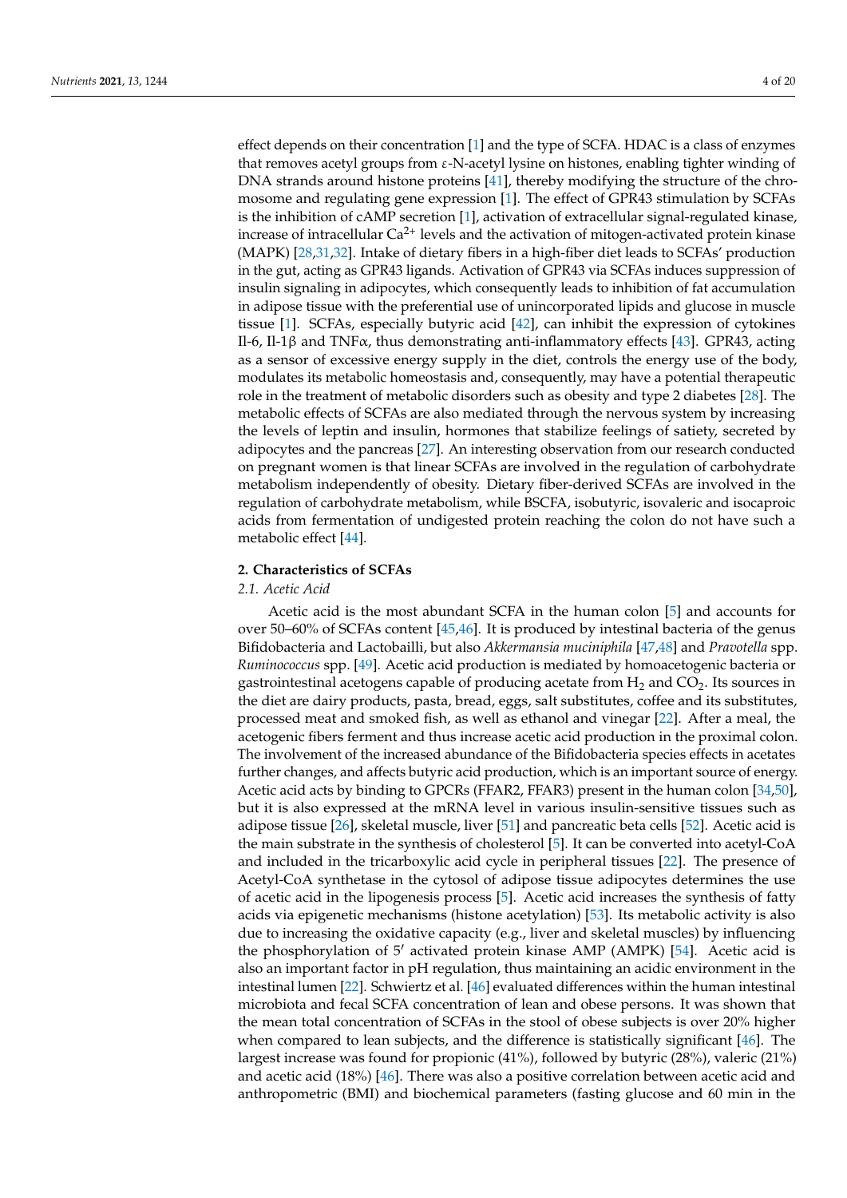effect depends on their concentration [1] and the type of SCFA. HDAC is a class of enzymes that removes acetyl groups from ε-N-acetyl lysine on histones, enabling tighter winding of DNA strands around histone proteins [41], thereby modifying the structure of the chromosome and regulating gene expression [1]. The effect of GPR43 stimulation by SCFAs is the inhibition of cAMP secretion [1], activation of extracellular signal-regulated kinase, increase of intracellular $Ca^{2+}$ levels and the activation of mitogen-activated protein kinase (MAPK) [28,31,32]. Intake of dietary fibers in a high-fiber diet leads to SCFAs' production in the gut, acting as GPR43 ligands. Activation of GPR43 via SCFAs induces suppression of insulin signaling in adipocytes, which consequently leads to inhibition of fat accumulation in adipose tissue with the preferential use of unincorporated lipids and glucose in muscle tissue [1]. SCFAs, especially butyric acid [42], can inhibit the expression of cytokines Il-6, Il-1β and TNFα, thus demonstrating anti-inflammatory effects [43]. GPR43, acting as a sensor of excessive energy supply in the diet, controls the energy use of the body, modulates its metabolic homeostasis and, consequently, may have a potential therapeutic role in the treatment of metabolic disorders such as obesity and type 2 diabetes [28]. The metabolic effects of SCFAs are also mediated through the nervous system by increasing the levels of leptin and insulin, hormones that stabilize feelings of satiety, secreted by adipocytes and the pancreas [27]. An interesting observation from our research conducted on pregnant women is that linear SCFAs are involved in the regulation of carbohydrate metabolism independently of obesity. Dietary fiber-derived SCFAs are involved in the regulation of carbohydrate metabolism, while BSCFA, isobutyric, isovaleric and isocaproic acids from fermentation of undigested protein reaching the colon do not have such a metabolic effect [44].

## 2. Characteristics of SCFAs

### 2.1. Acetic Acid

Acetic acid is the most abundant SCFA in the human colon [5] and accounts for over 50–60% of SCFAs content [45,46]. It is produced by intestinal bacteria of the genus Bifidobacteria and Lactobailli, but also *Akkermansia muciniphila* [47,48] and *Pravotella* spp. *Ruminococcus* spp. [49]. Acetic acid production is mediated by homoacetogenic bacteria or gastrointestinal acetogens capable of producing acetate from $H_2$ and $CO_2$. Its sources in the diet are dairy products, pasta, bread, eggs, salt substitutes, coffee and its substitutes, processed meat and smoked fish, as well as ethanol and vinegar [22]. After a meal, the acetogenic fibers ferment and thus increase acetic acid production in the proximal colon. The involvement of the increased abundance of the Bifidobacteria species effects in acetates further changes, and affects butyric acid production, which is an important source of energy. Acetic acid acts by binding to GPCRs (FFAR2, FFAR3) present in the human colon [34,50], but it is also expressed at the mRNA level in various insulin-sensitive tissues such as adipose tissue [26], skeletal muscle, liver [51] and pancreatic beta cells [52]. Acetic acid is the main substrate in the synthesis of cholesterol [5]. It can be converted into acetyl-CoA and included in the tricarboxylic acid cycle in peripheral tissues [22]. The presence of Acetyl-CoA synthetase in the cytosol of adipose tissue adipocytes determines the use of acetic acid in the lipogenesis process [5]. Acetic acid increases the synthesis of fatty acids via epigenetic mechanisms (histone acetylation) [53]. Its metabolic activity is also due to increasing the oxidative capacity (e.g., liver and skeletal muscles) by influencing the phosphorylation of 5′ activated protein kinase AMP (AMPK) [54]. Acetic acid is also an important factor in pH regulation, thus maintaining an acidic environment in the intestinal lumen [22]. Schwiertz et al. [46] evaluated differences within the human intestinal microbiota and fecal SCFA concentration of lean and obese persons. It was shown that the mean total concentration of SCFAs in the stool of obese subjects is over 20% higher when compared to lean subjects, and the difference is statistically significant [46]. The largest increase was found for propionic (41%), followed by butyric (28%), valeric (21%) and acetic acid (18%) [46]. There was also a positive correlation between acetic acid and anthropometric (BMI) and biochemical parameters (fasting glucose and 60 min in the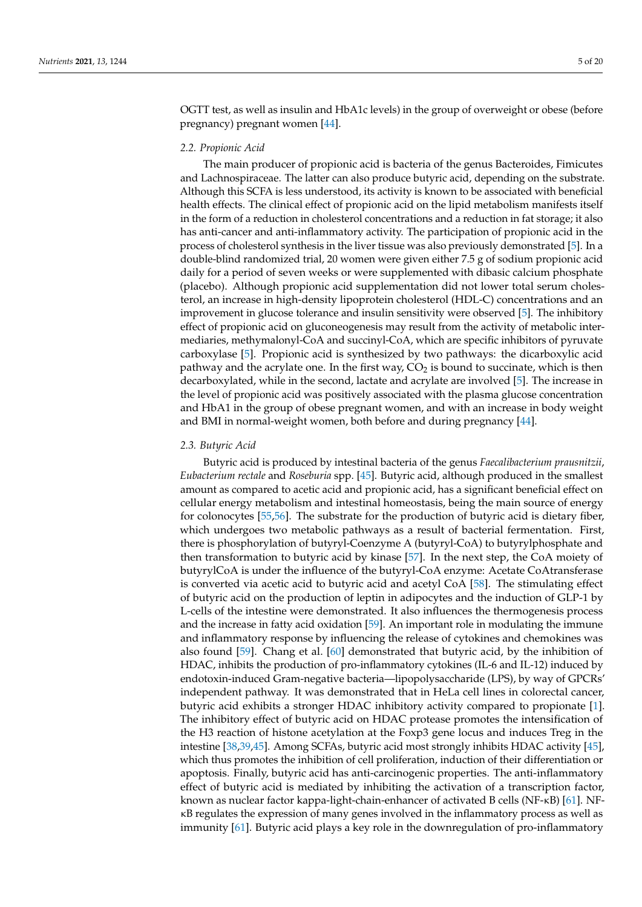OGTT test, as well as insulin and HbA1c levels) in the group of overweight or obese (before pregnancy) pregnant women [44].

### 2.2. Propionic Acid

The main producer of propionic acid is bacteria of the genus Bacteroides, Fimicutes and Lachnospiraceae. The latter can also produce butyric acid, depending on the substrate. Although this SCFA is less understood, its activity is known to be associated with beneficial health effects. The clinical effect of propionic acid on the lipid metabolism manifests itself in the form of a reduction in cholesterol concentrations and a reduction in fat storage; it also has anti-cancer and anti-inflammatory activity. The participation of propionic acid in the process of cholesterol synthesis in the liver tissue was also previously demonstrated [5]. In a double-blind randomized trial, 20 women were given either 7.5 g of sodium propionic acid daily for a period of seven weeks or were supplemented with dibasic calcium phosphate (placebo). Although propionic acid supplementation did not lower total serum cholesterol, an increase in high-density lipoprotein cholesterol (HDL-C) concentrations and an improvement in glucose tolerance and insulin sensitivity were observed [5]. The inhibitory effect of propionic acid on gluconeogenesis may result from the activity of metabolic intermediaries, methymalonyl-CoA and succinyl-CoA, which are specific inhibitors of pyruvate carboxylase [5]. Propionic acid is synthesized by two pathways: the dicarboxylic acid pathway and the acrylate one. In the first way, $CO_2$ is bound to succinate, which is then decarboxylated, while in the second, lactate and acrylate are involved [5]. The increase in the level of propionic acid was positively associated with the plasma glucose concentration and HbA1 in the group of obese pregnant women, and with an increase in body weight and BMI in normal-weight women, both before and during pregnancy [44].

### 2.3. Butyric Acid

Butyric acid is produced by intestinal bacteria of the genus *Faecalibacterium prausnitzii*, *Eubacterium rectale* and *Roseburia* spp. [45]. Butyric acid, although produced in the smallest amount as compared to acetic acid and propionic acid, has a significant beneficial effect on cellular energy metabolism and intestinal homeostasis, being the main source of energy for colonocytes [55,56]. The substrate for the production of butyric acid is dietary fiber, which undergoes two metabolic pathways as a result of bacterial fermentation. First, there is phosphorylation of butyryl-Coenzyme A (butyryl-CoA) to butyrylphosphate and then transformation to butyric acid by kinase [57]. In the next step, the CoA moiety of butyrylCoA is under the influence of the butyryl-CoA enzyme: Acetate CoAtransferase is converted via acetic acid to butyric acid and acetyl CoA [58]. The stimulating effect of butyric acid on the production of leptin in adipocytes and the induction of GLP-1 by L-cells of the intestine were demonstrated. It also influences the thermogenesis process and the increase in fatty acid oxidation [59]. An important role in modulating the immune and inflammatory response by influencing the release of cytokines and chemokines was also found [59]. Chang et al. [60] demonstrated that butyric acid, by the inhibition of HDAC, inhibits the production of pro-inflammatory cytokines (IL-6 and IL-12) induced by endotoxin-induced Gram-negative bacteria—lipopolysaccharide (LPS), by way of GPCRs' independent pathway. It was demonstrated that in HeLa cell lines in colorectal cancer, butyric acid exhibits a stronger HDAC inhibitory activity compared to propionate [1]. The inhibitory effect of butyric acid on HDAC protease promotes the intensification of the H3 reaction of histone acetylation at the Foxp3 gene locus and induces Treg in the intestine [38,39,45]. Among SCFAs, butyric acid most strongly inhibits HDAC activity [45], which thus promotes the inhibition of cell proliferation, induction of their differentiation or apoptosis. Finally, butyric acid has anti-carcinogenic properties. The anti-inflammatory effect of butyric acid is mediated by inhibiting the activation of a transcription factor, known as nuclear factor kappa-light-chain-enhancer of activated B cells (NF-κB) [61]. NF-κB regulates the expression of many genes involved in the inflammatory process as well as immunity [61]. Butyric acid plays a key role in the downregulation of pro-inflammatory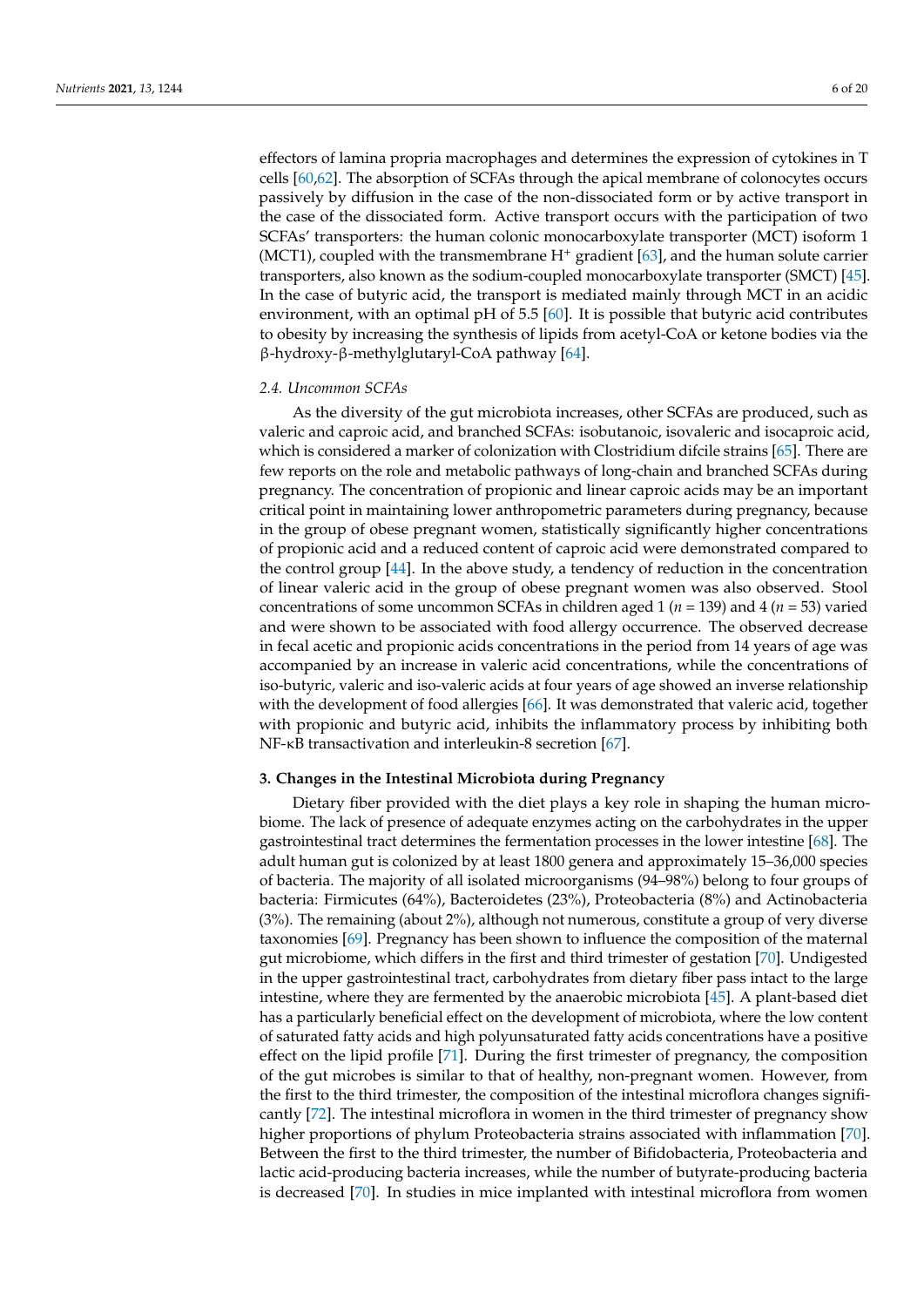effectors of lamina propria macrophages and determines the expression of cytokines in T cells [60,62]. The absorption of SCFAs through the apical membrane of colonocytes occurs passively by diffusion in the case of the non-dissociated form or by active transport in the case of the dissociated form. Active transport occurs with the participation of two SCFAs' transporters: the human colonic monocarboxylate transporter (MCT) isoform 1 (MCT1), coupled with the transmembrane $H^+$ gradient [63], and the human solute carrier transporters, also known as the sodium-coupled monocarboxylate transporter (SMCT) [45]. In the case of butyric acid, the transport is mediated mainly through MCT in an acidic environment, with an optimal pH of 5.5 [60]. It is possible that butyric acid contributes to obesity by increasing the synthesis of lipids from acetyl-CoA or ketone bodies via the β-hydroxy-β-methylglutaryl-CoA pathway [64].

### *2.4. Uncommon SCFAs*

As the diversity of the gut microbiota increases, other SCFAs are produced, such as valeric and caproic acid, and branched SCFAs: isobutanoic, isovaleric and isocaproic acid, which is considered a marker of colonization with Clostridium difcile strains [65]. There are few reports on the role and metabolic pathways of long-chain and branched SCFAs during pregnancy. The concentration of propionic and linear caproic acids may be an important critical point in maintaining lower anthropometric parameters during pregnancy, because in the group of obese pregnant women, statistically significantly higher concentrations of propionic acid and a reduced content of caproic acid were demonstrated compared to the control group [44]. In the above study, a tendency of reduction in the concentration of linear valeric acid in the group of obese pregnant women was also observed. Stool concentrations of some uncommon SCFAs in children aged 1 ($n$ = 139) and 4 ($n$ = 53) varied and were shown to be associated with food allergy occurrence. The observed decrease in fecal acetic and propionic acids concentrations in the period from 14 years of age was accompanied by an increase in valeric acid concentrations, while the concentrations of iso-butyric, valeric and iso-valeric acids at four years of age showed an inverse relationship with the development of food allergies [66]. It was demonstrated that valeric acid, together with propionic and butyric acid, inhibits the inflammatory process by inhibiting both NF-κB transactivation and interleukin-8 secretion [67].

## **3. Changes in the Intestinal Microbiota during Pregnancy**

Dietary fiber provided with the diet plays a key role in shaping the human microbiome. The lack of presence of adequate enzymes acting on the carbohydrates in the upper gastrointestinal tract determines the fermentation processes in the lower intestine [68]. The adult human gut is colonized by at least 1800 genera and approximately 15–36,000 species of bacteria. The majority of all isolated microorganisms (94–98%) belong to four groups of bacteria: Firmicutes (64%), Bacteroidetes (23%), Proteobacteria (8%) and Actinobacteria (3%). The remaining (about 2%), although not numerous, constitute a group of very diverse taxonomies [69]. Pregnancy has been shown to influence the composition of the maternal gut microbiome, which differs in the first and third trimester of gestation [70]. Undigested in the upper gastrointestinal tract, carbohydrates from dietary fiber pass intact to the large intestine, where they are fermented by the anaerobic microbiota [45]. A plant-based diet has a particularly beneficial effect on the development of microbiota, where the low content of saturated fatty acids and high polyunsaturated fatty acids concentrations have a positive effect on the lipid profile [71]. During the first trimester of pregnancy, the composition of the gut microbes is similar to that of healthy, non-pregnant women. However, from the first to the third trimester, the composition of the intestinal microflora changes significantly [72]. The intestinal microflora in women in the third trimester of pregnancy show higher proportions of phylum Proteobacteria strains associated with inflammation [70]. Between the first to the third trimester, the number of Bifidobacteria, Proteobacteria and lactic acid-producing bacteria increases, while the number of butyrate-producing bacteria is decreased [70]. In studies in mice implanted with intestinal microflora from women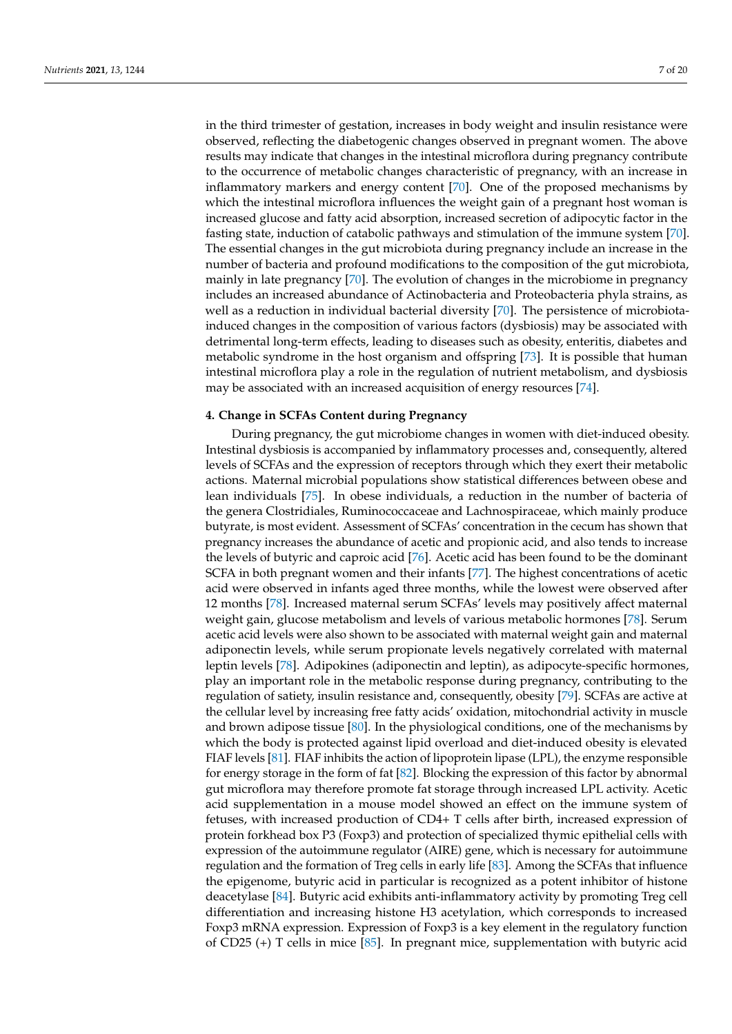in the third trimester of gestation, increases in body weight and insulin resistance were observed, reflecting the diabetogenic changes observed in pregnant women. The above results may indicate that changes in the intestinal microflora during pregnancy contribute to the occurrence of metabolic changes characteristic of pregnancy, with an increase in inflammatory markers and energy content [70]. One of the proposed mechanisms by which the intestinal microflora influences the weight gain of a pregnant host woman is increased glucose and fatty acid absorption, increased secretion of adipocytic factor in the fasting state, induction of catabolic pathways and stimulation of the immune system [70]. The essential changes in the gut microbiota during pregnancy include an increase in the number of bacteria and profound modifications to the composition of the gut microbiota, mainly in late pregnancy [70]. The evolution of changes in the microbiome in pregnancy includes an increased abundance of Actinobacteria and Proteobacteria phyla strains, as well as a reduction in individual bacterial diversity [70]. The persistence of microbiota-induced changes in the composition of various factors (dysbiosis) may be associated with detrimental long-term effects, leading to diseases such as obesity, enteritis, diabetes and metabolic syndrome in the host organism and offspring [73]. It is possible that human intestinal microflora play a role in the regulation of nutrient metabolism, and dysbiosis may be associated with an increased acquisition of energy resources [74].

## 4. Change in SCFAs Content during Pregnancy

During pregnancy, the gut microbiome changes in women with diet-induced obesity. Intestinal dysbiosis is accompanied by inflammatory processes and, consequently, altered levels of SCFAs and the expression of receptors through which they exert their metabolic actions. Maternal microbial populations show statistical differences between obese and lean individuals [75]. In obese individuals, a reduction in the number of bacteria of the genera Clostridiales, Ruminococcaceae and Lachnospiraceae, which mainly produce butyrate, is most evident. Assessment of SCFAs' concentration in the cecum has shown that pregnancy increases the abundance of acetic and propionic acid, and also tends to increase the levels of butyric and caproic acid [76]. Acetic acid has been found to be the dominant SCFA in both pregnant women and their infants [77]. The highest concentrations of acetic acid were observed in infants aged three months, while the lowest were observed after 12 months [78]. Increased maternal serum SCFAs' levels may positively affect maternal weight gain, glucose metabolism and levels of various metabolic hormones [78]. Serum acetic acid levels were also shown to be associated with maternal weight gain and maternal adiponectin levels, while serum propionate levels negatively correlated with maternal leptin levels [78]. Adipokines (adiponectin and leptin), as adipocyte-specific hormones, play an important role in the metabolic response during pregnancy, contributing to the regulation of satiety, insulin resistance and, consequently, obesity [79]. SCFAs are active at the cellular level by increasing free fatty acids' oxidation, mitochondrial activity in muscle and brown adipose tissue [80]. In the physiological conditions, one of the mechanisms by which the body is protected against lipid overload and diet-induced obesity is elevated FIAF levels [81]. FIAF inhibits the action of lipoprotein lipase (LPL), the enzyme responsible for energy storage in the form of fat [82]. Blocking the expression of this factor by abnormal gut microflora may therefore promote fat storage through increased LPL activity. Acetic acid supplementation in a mouse model showed an effect on the immune system of fetuses, with increased production of CD4+ T cells after birth, increased expression of protein forkhead box P3 (Foxp3) and protection of specialized thymic epithelial cells with expression of the autoimmune regulator (AIRE) gene, which is necessary for autoimmune regulation and the formation of Treg cells in early life [83]. Among the SCFAs that influence the epigenome, butyric acid in particular is recognized as a potent inhibitor of histone deacetylase [84]. Butyric acid exhibits anti-inflammatory activity by promoting Treg cell differentiation and increasing histone H3 acetylation, which corresponds to increased Foxp3 mRNA expression. Expression of Foxp3 is a key element in the regulatory function of CD25 (+) T cells in mice [85]. In pregnant mice, supplementation with butyric acid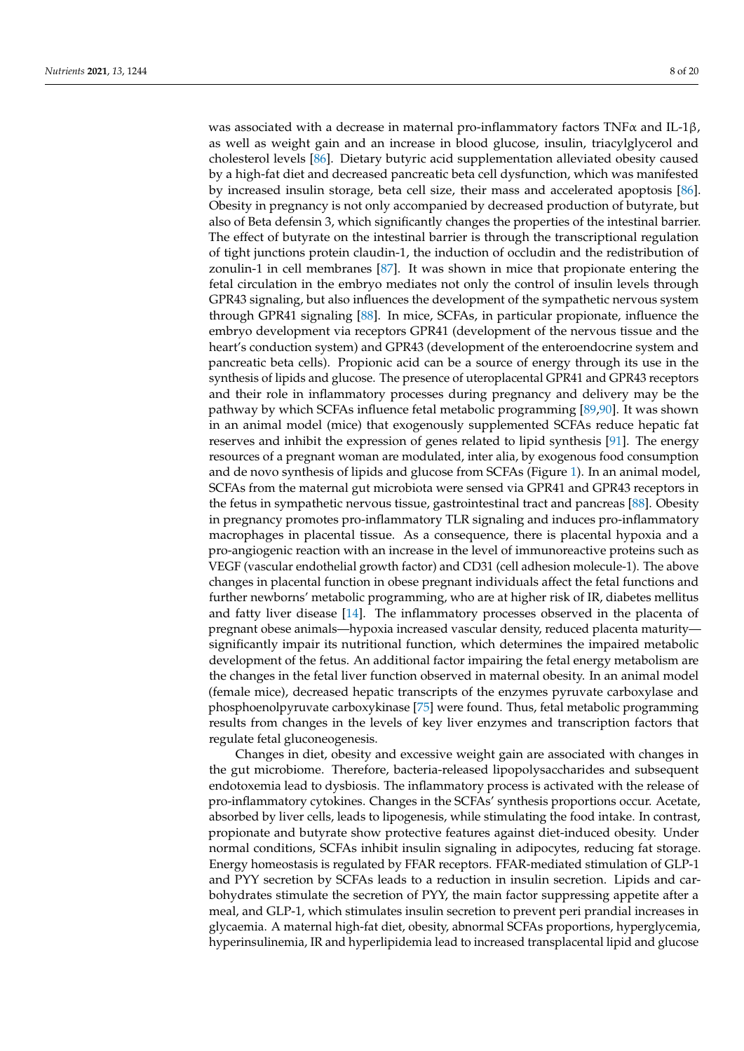was associated with a decrease in maternal pro-inflammatory factors TNF$\alpha$ and IL-1$\beta$, as well as weight gain and an increase in blood glucose, insulin, triacylglycerol and cholesterol levels [86]. Dietary butyric acid supplementation alleviated obesity caused by a high-fat diet and decreased pancreatic beta cell dysfunction, which was manifested by increased insulin storage, beta cell size, their mass and accelerated apoptosis [86]. Obesity in pregnancy is not only accompanied by decreased production of butyrate, but also of Beta defensin 3, which significantly changes the properties of the intestinal barrier. The effect of butyrate on the intestinal barrier is through the transcriptional regulation of tight junctions protein claudin-1, the induction of occludin and the redistribution of zonulin-1 in cell membranes [87]. It was shown in mice that propionate entering the fetal circulation in the embryo mediates not only the control of insulin levels through GPR43 signaling, but also influences the development of the sympathetic nervous system through GPR41 signaling [88]. In mice, SCFAs, in particular propionate, influence the embryo development via receptors GPR41 (development of the nervous tissue and the heart's conduction system) and GPR43 (development of the enteroendocrine system and pancreatic beta cells). Propionic acid can be a source of energy through its use in the synthesis of lipids and glucose. The presence of uteroplacental GPR41 and GPR43 receptors and their role in inflammatory processes during pregnancy and delivery may be the pathway by which SCFAs influence fetal metabolic programming [89,90]. It was shown in an animal model (mice) that exogenously supplemented SCFAs reduce hepatic fat reserves and inhibit the expression of genes related to lipid synthesis [91]. The energy resources of a pregnant woman are modulated, inter alia, by exogenous food consumption and de novo synthesis of lipids and glucose from SCFAs (Figure 1). In an animal model, SCFAs from the maternal gut microbiota were sensed via GPR41 and GPR43 receptors in the fetus in sympathetic nervous tissue, gastrointestinal tract and pancreas [88]. Obesity in pregnancy promotes pro-inflammatory TLR signaling and induces pro-inflammatory macrophages in placental tissue. As a consequence, there is placental hypoxia and a pro-angiogenic reaction with an increase in the level of immunoreactive proteins such as VEGF (vascular endothelial growth factor) and CD31 (cell adhesion molecule-1). The above changes in placental function in obese pregnant individuals affect the fetal functions and further newborns' metabolic programming, who are at higher risk of IR, diabetes mellitus and fatty liver disease [14]. The inflammatory processes observed in the placenta of pregnant obese animals—hypoxia increased vascular density, reduced placenta maturity—significantly impair its nutritional function, which determines the impaired metabolic development of the fetus. An additional factor impairing the fetal energy metabolism are the changes in the fetal liver function observed in maternal obesity. In an animal model (female mice), decreased hepatic transcripts of the enzymes pyruvate carboxylase and phosphoenolpyruvate carboxykinase [75] were found. Thus, fetal metabolic programming results from changes in the levels of key liver enzymes and transcription factors that regulate fetal gluconeogenesis.

Changes in diet, obesity and excessive weight gain are associated with changes in the gut microbiome. Therefore, bacteria-released lipopolysaccharides and subsequent endotoxemia lead to dysbiosis. The inflammatory process is activated with the release of pro-inflammatory cytokines. Changes in the SCFAs' synthesis proportions occur. Acetate, absorbed by liver cells, leads to lipogenesis, while stimulating the food intake. In contrast, propionate and butyrate show protective features against diet-induced obesity. Under normal conditions, SCFAs inhibit insulin signaling in adipocytes, reducing fat storage. Energy homeostasis is regulated by FFAR receptors. FFAR-mediated stimulation of GLP-1 and PYY secretion by SCFAs leads to a reduction in insulin secretion. Lipids and carbohydrates stimulate the secretion of PYY, the main factor suppressing appetite after a meal, and GLP-1, which stimulates insulin secretion to prevent peri prandial increases in glycaemia. A maternal high-fat diet, obesity, abnormal SCFAs proportions, hyperglycemia, hyperinsulinemia, IR and hyperlipidemia lead to increased transplacental lipid and glucose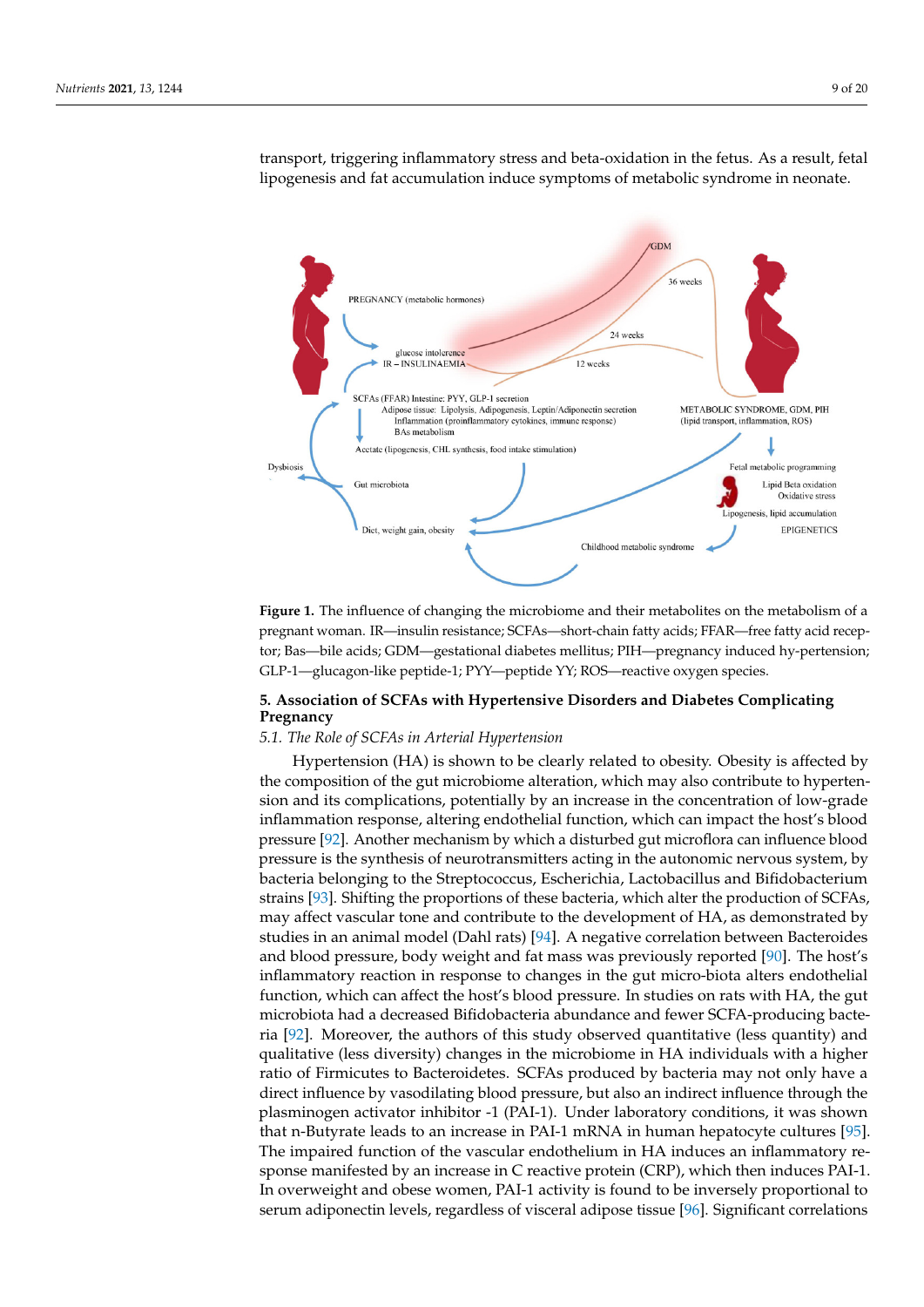transport, triggering inflammatory stress and beta-oxidation in the fetus. As a result, fetal lipogenesis and fat accumulation induce symptoms of metabolic syndrome in neonate.

**Figure 1.** The influence of changing the microbiome and their metabolites on the metabolism of a pregnant woman. IR—insulin resistance; SCFAs—short-chain fatty acids; FFAR—free fatty acid receptor; Bas—bile acids; GDM—gestational diabetes mellitus; PIH—pregnancy induced hy-pertension; GLP-1—glucagon-like peptide-1; PYY—peptide YY; ROS—reactive oxygen species.

## 5. Association of SCFAs with Hypertensive Disorders and Diabetes Complicating Pregnancy

### *5.1. The Role of SCFAs in Arterial Hypertension*

Hypertension (HA) is shown to be clearly related to obesity. Obesity is affected by the composition of the gut microbiome alteration, which may also contribute to hypertension and its complications, potentially by an increase in the concentration of low-grade inflammation response, altering endothelial function, which can impact the host's blood pressure [92]. Another mechanism by which a disturbed gut microflora can influence blood pressure is the synthesis of neurotransmitters acting in the autonomic nervous system, by bacteria belonging to the Streptococcus, Escherichia, Lactobacillus and Bifidobacterium strains [93]. Shifting the proportions of these bacteria, which alter the production of SCFAs, may affect vascular tone and contribute to the development of HA, as demonstrated by studies in an animal model (Dahl rats) [94]. A negative correlation between Bacteroides and blood pressure, body weight and fat mass was previously reported [90]. The host's inflammatory reaction in response to changes in the gut micro-biota alters endothelial function, which can affect the host's blood pressure. In studies on rats with HA, the gut microbiota had a decreased Bifidobacteria abundance and fewer SCFA-producing bacteria [92]. Moreover, the authors of this study observed quantitative (less quantity) and qualitative (less diversity) changes in the microbiome in HA individuals with a higher ratio of Firmicutes to Bacteroidetes. SCFAs produced by bacteria may not only have a direct influence by vasodilating blood pressure, but also an indirect influence through the plasminogen activator inhibitor -1 (PAI-1). Under laboratory conditions, it was shown that n-Butyrate leads to an increase in PAI-1 mRNA in human hepatocyte cultures [95]. The impaired function of the vascular endothelium in HA induces an inflammatory response manifested by an increase in C reactive protein (CRP), which then induces PAI-1. In overweight and obese women, PAI-1 activity is found to be inversely proportional to serum adiponectin levels, regardless of visceral adipose tissue [96]. Significant correlations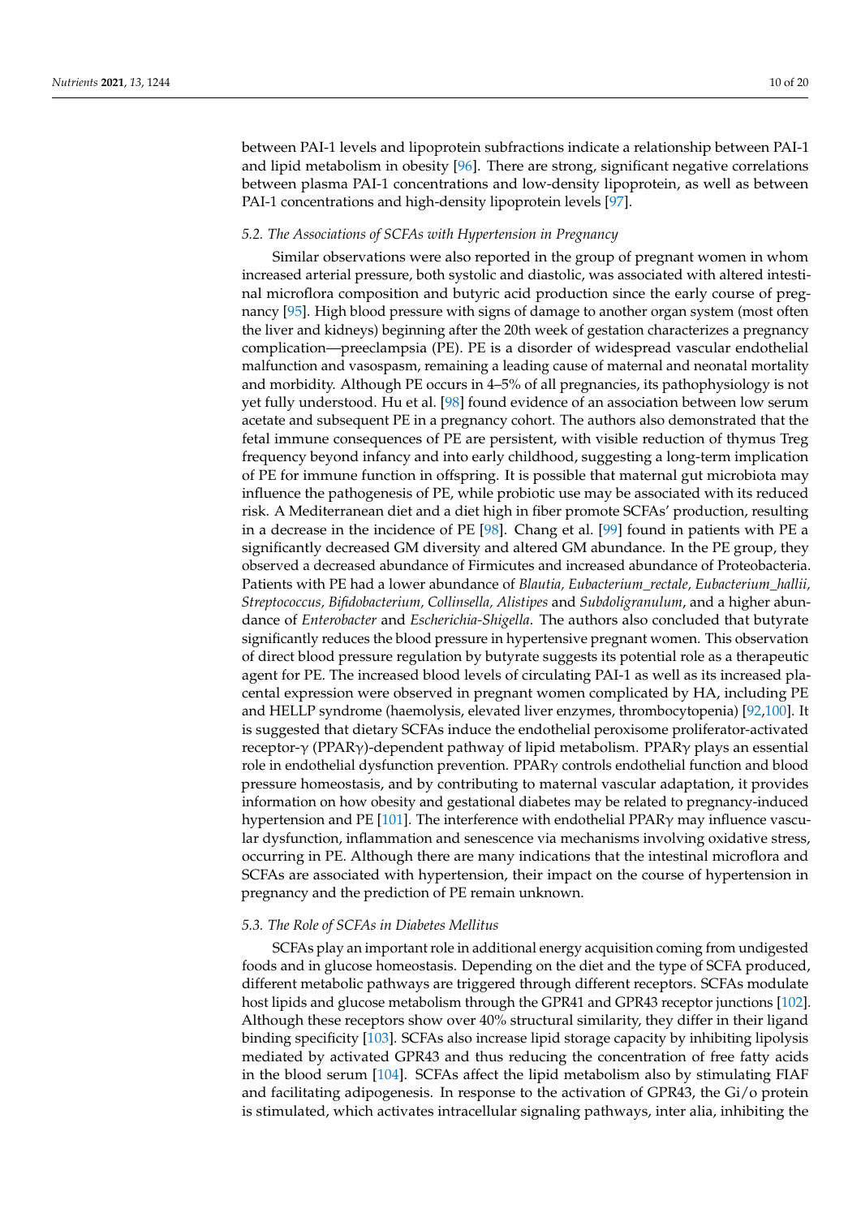between PAI-1 levels and lipoprotein subfractions indicate a relationship between PAI-1 and lipid metabolism in obesity [96]. There are strong, significant negative correlations between plasma PAI-1 concentrations and low-density lipoprotein, as well as between PAI-1 concentrations and high-density lipoprotein levels [97].

### *5.2. The Associations of SCFAs with Hypertension in Pregnancy*

Similar observations were also reported in the group of pregnant women in whom increased arterial pressure, both systolic and diastolic, was associated with altered intestinal microflora composition and butyric acid production since the early course of pregnancy [95]. High blood pressure with signs of damage to another organ system (most often the liver and kidneys) beginning after the 20th week of gestation characterizes a pregnancy complication—preeclampsia (PE). PE is a disorder of widespread vascular endothelial malfunction and vasospasm, remaining a leading cause of maternal and neonatal mortality and morbidity. Although PE occurs in 4–5% of all pregnancies, its pathophysiology is not yet fully understood. Hu et al. [98] found evidence of an association between low serum acetate and subsequent PE in a pregnancy cohort. The authors also demonstrated that the fetal immune consequences of PE are persistent, with visible reduction of thymus Treg frequency beyond infancy and into early childhood, suggesting a long-term implication of PE for immune function in offspring. It is possible that maternal gut microbiota may influence the pathogenesis of PE, while probiotic use may be associated with its reduced risk. A Mediterranean diet and a diet high in fiber promote SCFAs' production, resulting in a decrease in the incidence of PE [98]. Chang et al. [99] found in patients with PE a significantly decreased GM diversity and altered GM abundance. In the PE group, they observed a decreased abundance of Firmicutes and increased abundance of Proteobacteria. Patients with PE had a lower abundance of *Blautia, Eubacterium_rectale, Eubacterium_hallii, Streptococcus, Bifidobacterium, Collinsella, Alistipes* and *Subdoligranulum*, and a higher abundance of *Enterobacter* and *Escherichia-Shigella*. The authors also concluded that butyrate significantly reduces the blood pressure in hypertensive pregnant women. This observation of direct blood pressure regulation by butyrate suggests its potential role as a therapeutic agent for PE. The increased blood levels of circulating PAI-1 as well as its increased placental expression were observed in pregnant women complicated by HA, including PE and HELLP syndrome (haemolysis, elevated liver enzymes, thrombocytopenia) [92,100]. It is suggested that dietary SCFAs induce the endothelial peroxisome proliferator-activated receptor-$\gamma$ (PPAR$\gamma$)-dependent pathway of lipid metabolism. PPAR$\gamma$ plays an essential role in endothelial dysfunction prevention. PPAR$\gamma$ controls endothelial function and blood pressure homeostasis, and by contributing to maternal vascular adaptation, it provides information on how obesity and gestational diabetes may be related to pregnancy-induced hypertension and PE [101]. The interference with endothelial PPAR$\gamma$ may influence vascular dysfunction, inflammation and senescence via mechanisms involving oxidative stress, occurring in PE. Although there are many indications that the intestinal microflora and SCFAs are associated with hypertension, their impact on the course of hypertension in pregnancy and the prediction of PE remain unknown.

### *5.3. The Role of SCFAs in Diabetes Mellitus*

SCFAs play an important role in additional energy acquisition coming from undigested foods and in glucose homeostasis. Depending on the diet and the type of SCFA produced, different metabolic pathways are triggered through different receptors. SCFAs modulate host lipids and glucose metabolism through the GPR41 and GPR43 receptor junctions [102]. Although these receptors show over 40% structural similarity, they differ in their ligand binding specificity [103]. SCFAs also increase lipid storage capacity by inhibiting lipolysis mediated by activated GPR43 and thus reducing the concentration of free fatty acids in the blood serum [104]. SCFAs affect the lipid metabolism also by stimulating FIAF and facilitating adipogenesis. In response to the activation of GPR43, the Gi/o protein is stimulated, which activates intracellular signaling pathways, inter alia, inhibiting the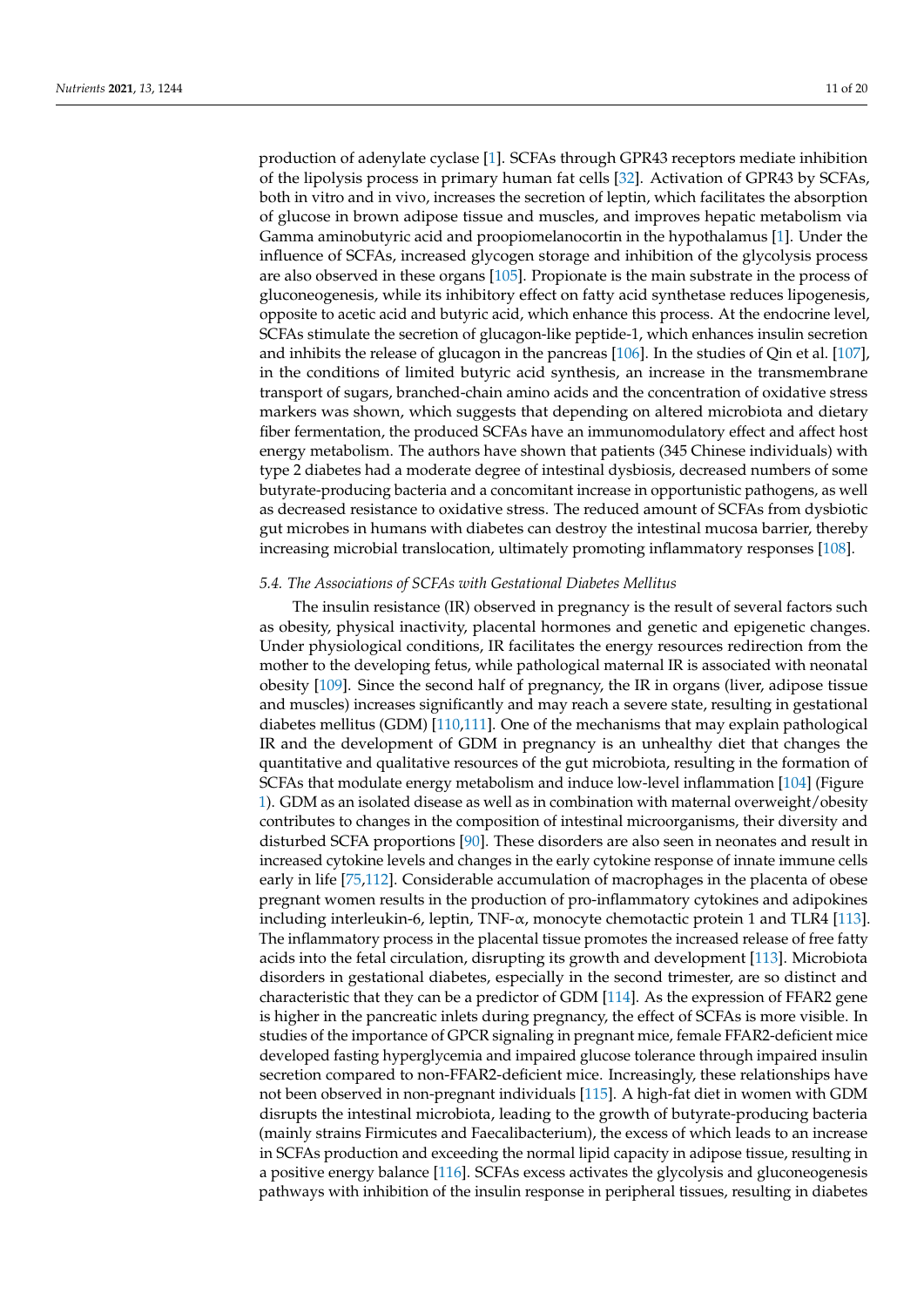production of adenylate cyclase [1]. SCFAs through GPR43 receptors mediate inhibition of the lipolysis process in primary human fat cells [32]. Activation of GPR43 by SCFAs, both in vitro and in vivo, increases the secretion of leptin, which facilitates the absorption of glucose in brown adipose tissue and muscles, and improves hepatic metabolism via Gamma aminobutyric acid and proopiomelanocortin in the hypothalamus [1]. Under the influence of SCFAs, increased glycogen storage and inhibition of the glycolysis process are also observed in these organs [105]. Propionate is the main substrate in the process of gluconeogenesis, while its inhibitory effect on fatty acid synthetase reduces lipogenesis, opposite to acetic acid and butyric acid, which enhance this process. At the endocrine level, SCFAs stimulate the secretion of glucagon-like peptide-1, which enhances insulin secretion and inhibits the release of glucagon in the pancreas [106]. In the studies of Qin et al. [107], in the conditions of limited butyric acid synthesis, an increase in the transmembrane transport of sugars, branched-chain amino acids and the concentration of oxidative stress markers was shown, which suggests that depending on altered microbiota and dietary fiber fermentation, the produced SCFAs have an immunomodulatory effect and affect host energy metabolism. The authors have shown that patients (345 Chinese individuals) with type 2 diabetes had a moderate degree of intestinal dysbiosis, decreased numbers of some butyrate-producing bacteria and a concomitant increase in opportunistic pathogens, as well as decreased resistance to oxidative stress. The reduced amount of SCFAs from dysbiotic gut microbes in humans with diabetes can destroy the intestinal mucosa barrier, thereby increasing microbial translocation, ultimately promoting inflammatory responses [108].

### *5.4. The Associations of SCFAs with Gestational Diabetes Mellitus*

The insulin resistance (IR) observed in pregnancy is the result of several factors such as obesity, physical inactivity, placental hormones and genetic and epigenetic changes. Under physiological conditions, IR facilitates the energy resources redirection from the mother to the developing fetus, while pathological maternal IR is associated with neonatal obesity [109]. Since the second half of pregnancy, the IR in organs (liver, adipose tissue and muscles) increases significantly and may reach a severe state, resulting in gestational diabetes mellitus (GDM) [110,111]. One of the mechanisms that may explain pathological IR and the development of GDM in pregnancy is an unhealthy diet that changes the quantitative and qualitative resources of the gut microbiota, resulting in the formation of SCFAs that modulate energy metabolism and induce low-level inflammation [104] (Figure 1). GDM as an isolated disease as well as in combination with maternal overweight/obesity contributes to changes in the composition of intestinal microorganisms, their diversity and disturbed SCFA proportions [90]. These disorders are also seen in neonates and result in increased cytokine levels and changes in the early cytokine response of innate immune cells early in life [75,112]. Considerable accumulation of macrophages in the placenta of obese pregnant women results in the production of pro-inflammatory cytokines and adipokines including interleukin-6, leptin, TNF-α, monocyte chemotactic protein 1 and TLR4 [113]. The inflammatory process in the placental tissue promotes the increased release of free fatty acids into the fetal circulation, disrupting its growth and development [113]. Microbiota disorders in gestational diabetes, especially in the second trimester, are so distinct and characteristic that they can be a predictor of GDM [114]. As the expression of FFAR2 gene is higher in the pancreatic inlets during pregnancy, the effect of SCFAs is more visible. In studies of the importance of GPCR signaling in pregnant mice, female FFAR2-deficient mice developed fasting hyperglycemia and impaired glucose tolerance through impaired insulin secretion compared to non-FFAR2-deficient mice. Increasingly, these relationships have not been observed in non-pregnant individuals [115]. A high-fat diet in women with GDM disrupts the intestinal microbiota, leading to the growth of butyrate-producing bacteria (mainly strains Firmicutes and Faecalibacterium), the excess of which leads to an increase in SCFAs production and exceeding the normal lipid capacity in adipose tissue, resulting in a positive energy balance [116]. SCFAs excess activates the glycolysis and gluconeogenesis pathways with inhibition of the insulin response in peripheral tissues, resulting in diabetes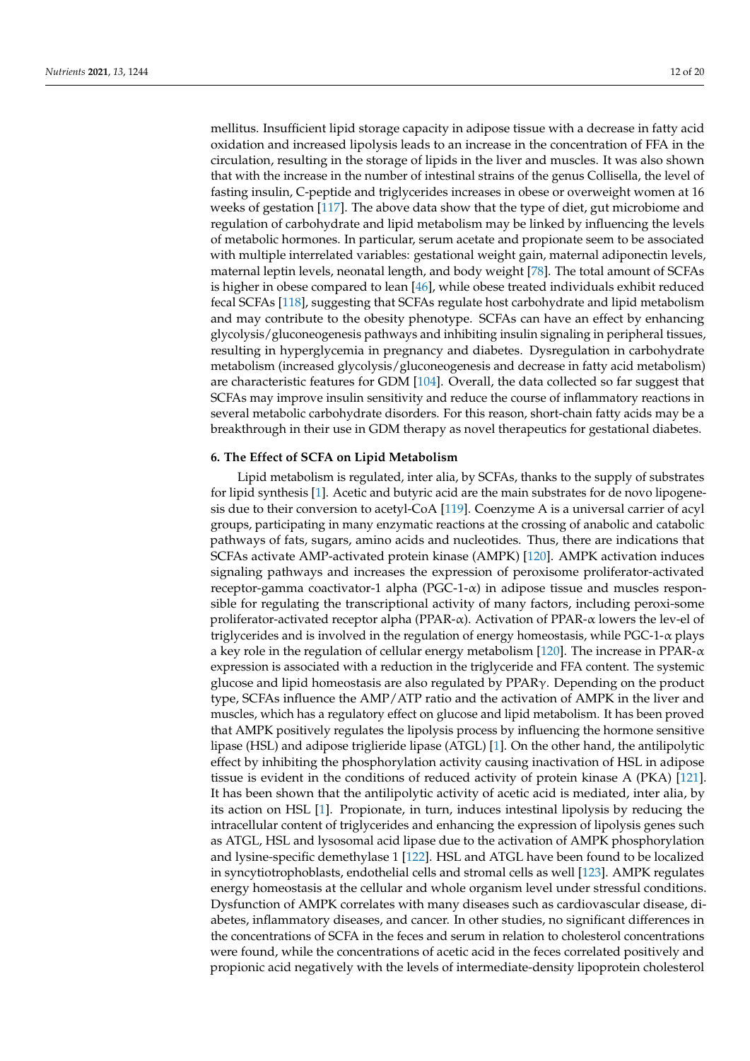mellitus. Insufficient lipid storage capacity in adipose tissue with a decrease in fatty acid oxidation and increased lipolysis leads to an increase in the concentration of FFA in the circulation, resulting in the storage of lipids in the liver and muscles. It was also shown that with the increase in the number of intestinal strains of the genus Collisella, the level of fasting insulin, C-peptide and triglycerides increases in obese or overweight women at 16 weeks of gestation [117]. The above data show that the type of diet, gut microbiome and regulation of carbohydrate and lipid metabolism may be linked by influencing the levels of metabolic hormones. In particular, serum acetate and propionate seem to be associated with multiple interrelated variables: gestational weight gain, maternal adiponectin levels, maternal leptin levels, neonatal length, and body weight [78]. The total amount of SCFAs is higher in obese compared to lean [46], while obese treated individuals exhibit reduced fecal SCFAs [118], suggesting that SCFAs regulate host carbohydrate and lipid metabolism and may contribute to the obesity phenotype. SCFAs can have an effect by enhancing glycolysis/gluconeogenesis pathways and inhibiting insulin signaling in peripheral tissues, resulting in hyperglycemia in pregnancy and diabetes. Dysregulation in carbohydrate metabolism (increased glycolysis/gluconeogenesis and decrease in fatty acid metabolism) are characteristic features for GDM [104]. Overall, the data collected so far suggest that SCFAs may improve insulin sensitivity and reduce the course of inflammatory reactions in several metabolic carbohydrate disorders. For this reason, short-chain fatty acids may be a breakthrough in their use in GDM therapy as novel therapeutics for gestational diabetes.

## 6. The Effect of SCFA on Lipid Metabolism

Lipid metabolism is regulated, inter alia, by SCFAs, thanks to the supply of substrates for lipid synthesis [1]. Acetic and butyric acid are the main substrates for de novo lipogenesis due to their conversion to acetyl-CoA [119]. Coenzyme A is a universal carrier of acyl groups, participating in many enzymatic reactions at the crossing of anabolic and catabolic pathways of fats, sugars, amino acids and nucleotides. Thus, there are indications that SCFAs activate AMP-activated protein kinase (AMPK) [120]. AMPK activation induces signaling pathways and increases the expression of peroxisome proliferator-activated receptor-gamma coactivator-1 alpha (PGC-1-α) in adipose tissue and muscles responsible for regulating the transcriptional activity of many factors, including peroxi-some proliferator-activated receptor alpha (PPAR-α). Activation of PPAR-α lowers the lev-el of triglycerides and is involved in the regulation of energy homeostasis, while PGC-1-α plays a key role in the regulation of cellular energy metabolism [120]. The increase in PPAR-α expression is associated with a reduction in the triglyceride and FFA content. The systemic glucose and lipid homeostasis are also regulated by PPARγ. Depending on the product type, SCFAs influence the AMP/ATP ratio and the activation of AMPK in the liver and muscles, which has a regulatory effect on glucose and lipid metabolism. It has been proved that AMPK positively regulates the lipolysis process by influencing the hormone sensitive lipase (HSL) and adipose triglieride lipase (ATGL) [1]. On the other hand, the antilipolytic effect by inhibiting the phosphorylation activity causing inactivation of HSL in adipose tissue is evident in the conditions of reduced activity of protein kinase A (PKA) [121]. It has been shown that the antilipolytic activity of acetic acid is mediated, inter alia, by its action on HSL [1]. Propionate, in turn, induces intestinal lipolysis by reducing the intracellular content of triglycerides and enhancing the expression of lipolysis genes such as ATGL, HSL and lysosomal acid lipase due to the activation of AMPK phosphorylation and lysine-specific demethylase 1 [122]. HSL and ATGL have been found to be localized in syncytiotrophoblasts, endothelial cells and stromal cells as well [123]. AMPK regulates energy homeostasis at the cellular and whole organism level under stressful conditions. Dysfunction of AMPK correlates with many diseases such as cardiovascular disease, diabetes, inflammatory diseases, and cancer. In other studies, no significant differences in the concentrations of SCFA in the feces and serum in relation to cholesterol concentrations were found, while the concentrations of acetic acid in the feces correlated positively and propionic acid negatively with the levels of intermediate-density lipoprotein cholesterol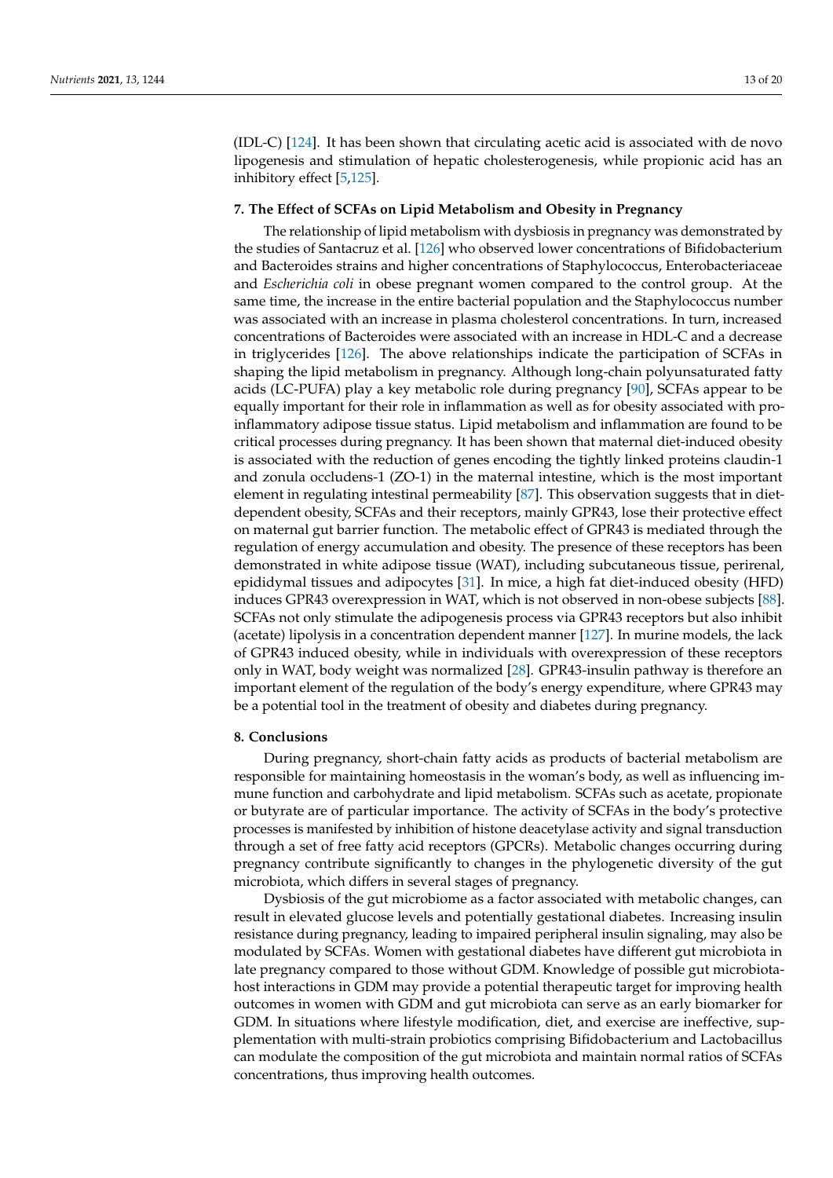(IDL-C) [124]. It has been shown that circulating acetic acid is associated with de novo lipogenesis and stimulation of hepatic cholesterogenesis, while propionic acid has an inhibitory effect [5,125].

## 7. The Effect of SCFAs on Lipid Metabolism and Obesity in Pregnancy

The relationship of lipid metabolism with dysbiosis in pregnancy was demonstrated by the studies of Santacruz et al. [126] who observed lower concentrations of Bifidobacterium and Bacteroides strains and higher concentrations of Staphylococcus, Enterobacteriaceae and *Escherichia coli* in obese pregnant women compared to the control group. At the same time, the increase in the entire bacterial population and the Staphylococcus number was associated with an increase in plasma cholesterol concentrations. In turn, increased concentrations of Bacteroides were associated with an increase in HDL-C and a decrease in triglycerides [126]. The above relationships indicate the participation of SCFAs in shaping the lipid metabolism in pregnancy. Although long-chain polyunsaturated fatty acids (LC-PUFA) play a key metabolic role during pregnancy [90], SCFAs appear to be equally important for their role in inflammation as well as for obesity associated with pro-inflammatory adipose tissue status. Lipid metabolism and inflammation are found to be critical processes during pregnancy. It has been shown that maternal diet-induced obesity is associated with the reduction of genes encoding the tightly linked proteins claudin-1 and zonula occludens-1 (ZO-1) in the maternal intestine, which is the most important element in regulating intestinal permeability [87]. This observation suggests that in diet-dependent obesity, SCFAs and their receptors, mainly GPR43, lose their protective effect on maternal gut barrier function. The metabolic effect of GPR43 is mediated through the regulation of energy accumulation and obesity. The presence of these receptors has been demonstrated in white adipose tissue (WAT), including subcutaneous tissue, perirenal, epididymal tissues and adipocytes [31]. In mice, a high fat diet-induced obesity (HFD) induces GPR43 overexpression in WAT, which is not observed in non-obese subjects [88]. SCFAs not only stimulate the adipogenesis process via GPR43 receptors but also inhibit (acetate) lipolysis in a concentration dependent manner [127]. In murine models, the lack of GPR43 induced obesity, while in individuals with overexpression of these receptors only in WAT, body weight was normalized [28]. GPR43-insulin pathway is therefore an important element of the regulation of the body's energy expenditure, where GPR43 may be a potential tool in the treatment of obesity and diabetes during pregnancy.

## 8. Conclusions

During pregnancy, short-chain fatty acids as products of bacterial metabolism are responsible for maintaining homeostasis in the woman's body, as well as influencing immune function and carbohydrate and lipid metabolism. SCFAs such as acetate, propionate or butyrate are of particular importance. The activity of SCFAs in the body's protective processes is manifested by inhibition of histone deacetylase activity and signal transduction through a set of free fatty acid receptors (GPCRs). Metabolic changes occurring during pregnancy contribute significantly to changes in the phylogenetic diversity of the gut microbiota, which differs in several stages of pregnancy.

Dysbiosis of the gut microbiome as a factor associated with metabolic changes, can result in elevated glucose levels and potentially gestational diabetes. Increasing insulin resistance during pregnancy, leading to impaired peripheral insulin signaling, may also be modulated by SCFAs. Women with gestational diabetes have different gut microbiota in late pregnancy compared to those without GDM. Knowledge of possible gut microbiota-host interactions in GDM may provide a potential therapeutic target for improving health outcomes in women with GDM and gut microbiota can serve as an early biomarker for GDM. In situations where lifestyle modification, diet, and exercise are ineffective, supplementation with multi-strain probiotics comprising Bifidobacterium and Lactobacillus can modulate the composition of the gut microbiota and maintain normal ratios of SCFAs concentrations, thus improving health outcomes.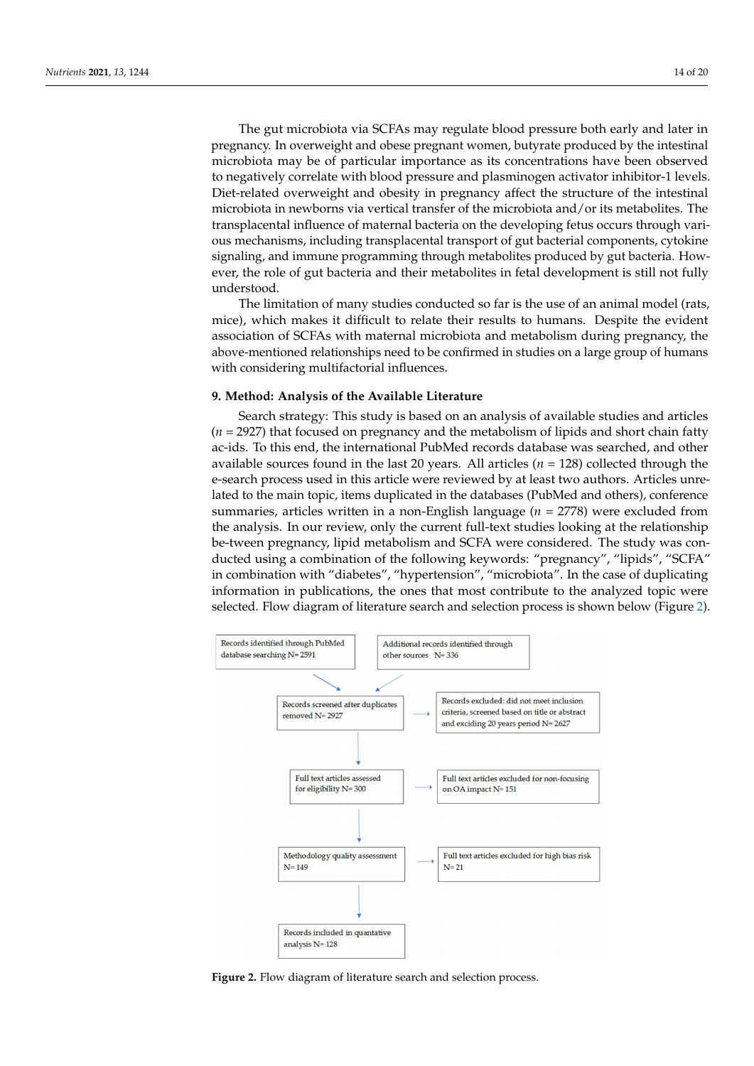The gut microbiota via SCFAs may regulate blood pressure both early and later in pregnancy. In overweight and obese pregnant women, butyrate produced by the intestinal microbiota may be of particular importance as its concentrations have been observed to negatively correlate with blood pressure and plasminogen activator inhibitor-1 levels. Diet-related overweight and obesity in pregnancy affect the structure of the intestinal microbiota in newborns via vertical transfer of the microbiota and/or its metabolites. The transplacental influence of maternal bacteria on the developing fetus occurs through various mechanisms, including transplacental transport of gut bacterial components, cytokine signaling, and immune programming through metabolites produced by gut bacteria. However, the role of gut bacteria and their metabolites in fetal development is still not fully understood.

The limitation of many studies conducted so far is the use of an animal model (rats, mice), which makes it difficult to relate their results to humans. Despite the evident association of SCFAs with maternal microbiota and metabolism during pregnancy, the above-mentioned relationships need to be confirmed in studies on a large group of humans with considering multifactorial influences.

## 9. Method: Analysis of the Available Literature

Search strategy: This study is based on an analysis of available studies and articles ($n$ = 2927) that focused on pregnancy and the metabolism of lipids and short chain fatty acids. To this end, the international PubMed records database was searched, and other available sources found in the last 20 years. All articles ($n$ = 128) collected through the e-search process used in this article were reviewed by at least two authors. Articles unrelated to the main topic, items duplicated in the databases (PubMed and others), conference summaries, articles written in a non-English language ($n$ = 2778) were excluded from the analysis. In our review, only the current full-text studies looking at the relationship between pregnancy, lipid metabolism and SCFA were considered. The study was conducted using a combination of the following keywords: "pregnancy", "lipids", "SCFA" in combination with "diabetes", "hypertension", "microbiota". In the case of duplicating information in publications, the ones that most contribute to the analyzed topic were selected. Flow diagram of literature search and selection process is shown below (Figure 2).

- Records identified through PubMed database searching N= 2591
- Additional records identified through other sources N= 336
- Records screened after duplicates removed N= 2927
- Records excluded: did not meet inclusion criteria, screened based on title or abstract and exciding 20 years period N= 2627
- Full text articles assessed for eligibility N= 300
- Full text articles excluded for non-focusing on OA impact N= 151
- Methodology quality assessment N= 149
- Full text articles excluded for high bias risk N= 21
- Records included in quantative analysis N= 128

**Figure 2.** Flow diagram of literature search and selection process.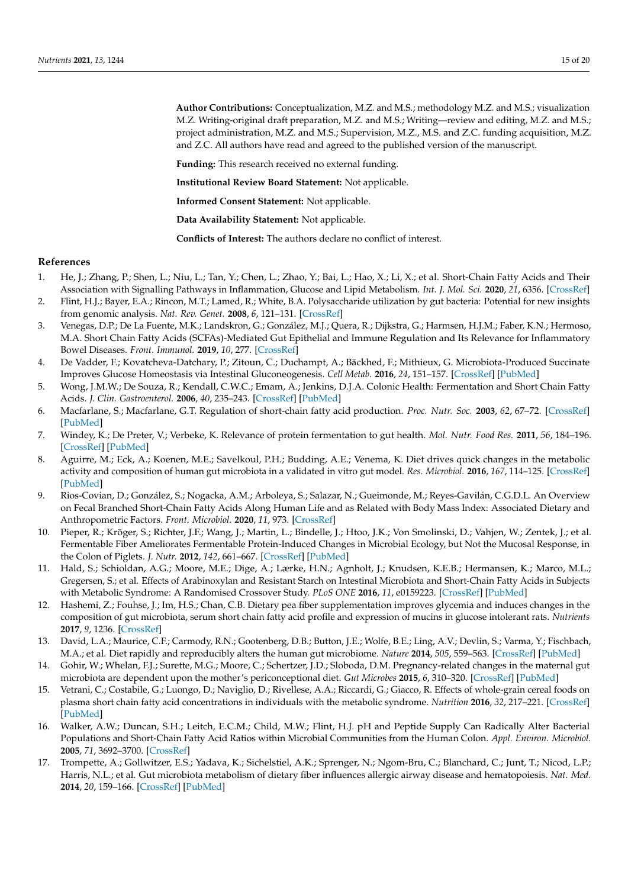**Author Contributions:** Conceptualization, M.Z. and M.S.; methodology M.Z. and M.S.; visualization M.Z. Writing-original draft preparation, M.Z. and M.S.; Writing—review and editing, M.Z. and M.S.; project administration, M.Z. and M.S.; Supervision, M.Z., M.S. and Z.C. funding acquisition, M.Z. and Z.C. All authors have read and agreed to the published version of the manuscript.

**Funding:** This research received no external funding.

**Institutional Review Board Statement:** Not applicable.

**Informed Consent Statement:** Not applicable.

**Data Availability Statement:** Not applicable.

**Conflicts of Interest:** The authors declare no conflict of interest.

## References

1. He, J.; Zhang, P.; Shen, L.; Niu, L.; Tan, Y.; Chen, L.; Zhao, Y.; Bai, L.; Hao, X.; Li, X.; et al. Short-Chain Fatty Acids and Their Association with Signalling Pathways in Inflammation, Glucose and Lipid Metabolism. *Int. J. Mol. Sci.* **2020**, *21*, 6356. [CrossRef]
2. Flint, H.J.; Bayer, E.A.; Rincon, M.T.; Lamed, R.; White, B.A. Polysaccharide utilization by gut bacteria: Potential for new insights from genomic analysis. *Nat. Rev. Genet.* **2008**, *6*, 121–131. [CrossRef]
3. Venegas, D.P.; De La Fuente, M.K.; Landskron, G.; González, M.J.; Quera, R.; Dijkstra, G.; Harmsen, H.J.M.; Faber, K.N.; Hermoso, M.A. Short Chain Fatty Acids (SCFAs)-Mediated Gut Epithelial and Immune Regulation and Its Relevance for Inflammatory Bowel Diseases. *Front. Immunol.* **2019**, *10*, 277. [CrossRef]
4. De Vadder, F.; Kovatcheva-Datchary, P.; Zitoun, C.; Duchampt, A.; Bäckhed, F.; Mithieux, G. Microbiota-Produced Succinate Improves Glucose Homeostasis via Intestinal Gluconeogenesis. *Cell Metab.* **2016**, *24*, 151–157. [CrossRef] [PubMed]
5. Wong, J.M.W.; De Souza, R.; Kendall, C.W.C.; Emam, A.; Jenkins, D.J.A. Colonic Health: Fermentation and Short Chain Fatty Acids. *J. Clin. Gastroenterol.* **2006**, *40*, 235–243. [CrossRef] [PubMed]
6. Macfarlane, S.; Macfarlane, G.T. Regulation of short-chain fatty acid production. *Proc. Nutr. Soc.* **2003**, *62*, 67–72. [CrossRef] [PubMed]
7. Windey, K.; De Preter, V.; Verbeke, K. Relevance of protein fermentation to gut health. *Mol. Nutr. Food Res.* **2011**, *56*, 184–196. [CrossRef] [PubMed]
8. Aguirre, M.; Eck, A.; Koenen, M.E.; Savelkoul, P.H.; Budding, A.E.; Venema, K. Diet drives quick changes in the metabolic activity and composition of human gut microbiota in a validated in vitro gut model. *Res. Microbiol.* **2016**, *167*, 114–125. [CrossRef] [PubMed]
9. Rios-Covian, D.; González, S.; Nogacka, A.M.; Arboleya, S.; Salazar, N.; Gueimonde, M.; Reyes-Gavilán, C.G.D.L. An Overview on Fecal Branched Short-Chain Fatty Acids Along Human Life and as Related with Body Mass Index: Associated Dietary and Anthropometric Factors. *Front. Microbiol.* **2020**, *11*, 973. [CrossRef]
10. Pieper, R.; Kröger, S.; Richter, J.F.; Wang, J.; Martin, L.; Bindelle, J.; Htoo, J.K.; Von Smolinski, D.; Vahjen, W.; Zentek, J.; et al. Fermentable Fiber Ameliorates Fermentable Protein-Induced Changes in Microbial Ecology, but Not the Mucosal Response, in the Colon of Piglets. *J. Nutr.* **2012**, *142*, 661–667. [CrossRef] [PubMed]
11. Hald, S.; Schioldan, A.G.; Moore, M.E.; Dige, A.; Lærke, H.N.; Agnholt, J.; Knudsen, K.E.B.; Hermansen, K.; Marco, M.L.; Gregersen, S.; et al. Effects of Arabinoxylan and Resistant Starch on Intestinal Microbiota and Short-Chain Fatty Acids in Subjects with Metabolic Syndrome: A Randomised Crossover Study. *PLoS ONE* **2016**, *11*, e0159223. [CrossRef] [PubMed]
12. Hashemi, Z.; Fouhse, J.; Im, H.S.; Chan, C.B. Dietary pea fiber supplementation improves glycemia and induces changes in the composition of gut microbiota, serum short chain fatty acid profile and expression of mucins in glucose intolerant rats. *Nutrients* **2017**, *9*, 1236. [CrossRef]
13. David, L.A.; Maurice, C.F.; Carmody, R.N.; Gootenberg, D.B.; Button, J.E.; Wolfe, B.E.; Ling, A.V.; Devlin, S.; Varma, Y.; Fischbach, M.A.; et al. Diet rapidly and reproducibly alters the human gut microbiome. *Nature* **2014**, *505*, 559–563. [CrossRef] [PubMed]
14. Gohir, W.; Whelan, F.J.; Surette, M.G.; Moore, C.; Schertzer, J.D.; Sloboda, D.M. Pregnancy-related changes in the maternal gut microbiota are dependent upon the mother's periconceptional diet. *Gut Microbes* **2015**, *6*, 310–320. [CrossRef] [PubMed]
15. Vetrani, C.; Costabile, G.; Luongo, D.; Naviglio, D.; Rivellese, A.A.; Riccardi, G.; Giacco, R. Effects of whole-grain cereal foods on plasma short chain fatty acid concentrations in individuals with the metabolic syndrome. *Nutrition* **2016**, *32*, 217–221. [CrossRef] [PubMed]
16. Walker, A.W.; Duncan, S.H.; Leitch, E.C.M.; Child, M.W.; Flint, H.J. pH and Peptide Supply Can Radically Alter Bacterial Populations and Short-Chain Fatty Acid Ratios within Microbial Communities from the Human Colon. *Appl. Environ. Microbiol.* **2005**, *71*, 3692–3700. [CrossRef]
17. Trompette, A.; Gollwitzer, E.S.; Yadava, K.; Sichelstiel, A.K.; Sprenger, N.; Ngom-Bru, C.; Blanchard, C.; Junt, T.; Nicod, L.P.; Harris, N.L.; et al. Gut microbiota metabolism of dietary fiber influences allergic airway disease and hematopoiesis. *Nat. Med.* **2014**, *20*, 159–166. [CrossRef] [PubMed]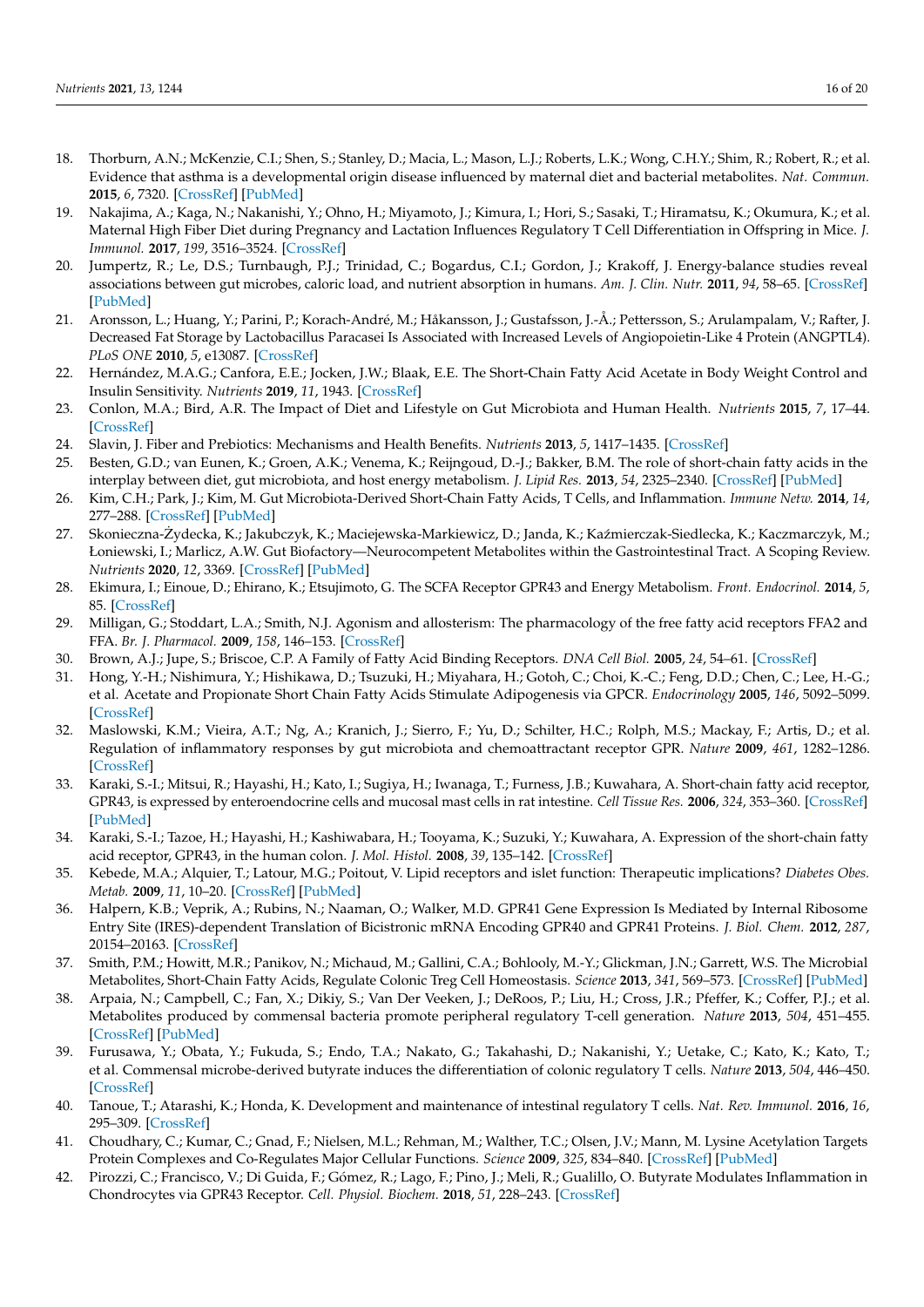18. Thorburn, A.N.; McKenzie, C.I.; Shen, S.; Stanley, D.; Macia, L.; Mason, L.J.; Roberts, L.K.; Wong, C.H.Y.; Shim, R.; Robert, R.; et al. Evidence that asthma is a developmental origin disease influenced by maternal diet and bacterial metabolites. *Nat. Commun.* **2015**, *6*, 7320. [CrossRef] [PubMed]
19. Nakajima, A.; Kaga, N.; Nakanishi, Y.; Ohno, H.; Miyamoto, J.; Kimura, I.; Hori, S.; Sasaki, T.; Hiramatsu, K.; Okumura, K.; et al. Maternal High Fiber Diet during Pregnancy and Lactation Influences Regulatory T Cell Differentiation in Offspring in Mice. *J. Immunol.* **2017**, *199*, 3516–3524. [CrossRef]
20. Jumpertz, R.; Le, D.S.; Turnbaugh, P.J.; Trinidad, C.; Bogardus, C.I.; Gordon, J.; Krakoff, J. Energy-balance studies reveal associations between gut microbes, caloric load, and nutrient absorption in humans. *Am. J. Clin. Nutr.* **2011**, *94*, 58–65. [CrossRef] [PubMed]
21. Aronsson, L.; Huang, Y.; Parini, P.; Korach-André, M.; Håkansson, J.; Gustafsson, J.-Å.; Pettersson, S.; Arulampalam, V.; Rafter, J. Decreased Fat Storage by Lactobacillus Paracasei Is Associated with Increased Levels of Angiopoietin-Like 4 Protein (ANGPTL4). *PLoS ONE* **2010**, *5*, e13087. [CrossRef]
22. Hernández, M.A.G.; Canfora, E.E.; Jocken, J.W.; Blaak, E.E. The Short-Chain Fatty Acid Acetate in Body Weight Control and Insulin Sensitivity. *Nutrients* **2019**, *11*, 1943. [CrossRef]
23. Conlon, M.A.; Bird, A.R. The Impact of Diet and Lifestyle on Gut Microbiota and Human Health. *Nutrients* **2015**, *7*, 17–44. [CrossRef]
24. Slavin, J. Fiber and Prebiotics: Mechanisms and Health Benefits. *Nutrients* **2013**, *5*, 1417–1435. [CrossRef]
25. Besten, G.D.; van Eunen, K.; Groen, A.K.; Venema, K.; Reijngoud, D.-J.; Bakker, B.M. The role of short-chain fatty acids in the interplay between diet, gut microbiota, and host energy metabolism. *J. Lipid Res.* **2013**, *54*, 2325–2340. [CrossRef] [PubMed]
26. Kim, C.H.; Park, J.; Kim, M. Gut Microbiota-Derived Short-Chain Fatty Acids, T Cells, and Inflammation. *Immune Netw.* **2014**, *14*, 277–288. [CrossRef] [PubMed]
27. Skonieczna-Żydecka, K.; Jakubczyk, K.; Maciejewska-Markiewicz, D.; Janda, K.; Kaźmierczak-Siedlecka, K.; Kaczmarczyk, M.; Łoniewski, I.; Marlicz, A.W. Gut Biofactory—Neurocompetent Metabolites within the Gastrointestinal Tract. A Scoping Review. *Nutrients* **2020**, *12*, 3369. [CrossRef] [PubMed]
28. Ekimura, I.; Einoue, D.; Ehirano, K.; Etsujimoto, G. The SCFA Receptor GPR43 and Energy Metabolism. *Front. Endocrinol.* **2014**, *5*, 85. [CrossRef]
29. Milligan, G.; Stoddart, L.A.; Smith, N.J. Agonism and allosterism: The pharmacology of the free fatty acid receptors FFA2 and FFA. *Br. J. Pharmacol.* **2009**, *158*, 146–153. [CrossRef]
30. Brown, A.J.; Jupe, S.; Briscoe, C.P. A Family of Fatty Acid Binding Receptors. *DNA Cell Biol.* **2005**, *24*, 54–61. [CrossRef]
31. Hong, Y.-H.; Nishimura, Y.; Hishikawa, D.; Tsuzuki, H.; Miyahara, H.; Gotoh, C.; Choi, K.-C.; Feng, D.D.; Chen, C.; Lee, H.-G.; et al. Acetate and Propionate Short Chain Fatty Acids Stimulate Adipogenesis via GPCR. *Endocrinology* **2005**, *146*, 5092–5099. [CrossRef]
32. Maslowski, K.M.; Vieira, A.T.; Ng, A.; Kranich, J.; Sierro, F.; Yu, D.; Schilter, H.C.; Rolph, M.S.; Mackay, F.; Artis, D.; et al. Regulation of inflammatory responses by gut microbiota and chemoattractant receptor GPR. *Nature* **2009**, *461*, 1282–1286. [CrossRef]
33. Karaki, S.-I.; Mitsui, R.; Hayashi, H.; Kato, I.; Sugiya, H.; Iwanaga, T.; Furness, J.B.; Kuwahara, A. Short-chain fatty acid receptor, GPR43, is expressed by enteroendocrine cells and mucosal mast cells in rat intestine. *Cell Tissue Res.* **2006**, *324*, 353–360. [CrossRef] [PubMed]
34. Karaki, S.-I.; Tazoe, H.; Hayashi, H.; Kashiwabara, H.; Tooyama, K.; Suzuki, Y.; Kuwahara, A. Expression of the short-chain fatty acid receptor, GPR43, in the human colon. *J. Mol. Histol.* **2008**, *39*, 135–142. [CrossRef]
35. Kebede, M.A.; Alquier, T.; Latour, M.G.; Poitout, V. Lipid receptors and islet function: Therapeutic implications? *Diabetes Obes. Metab.* **2009**, *11*, 10–20. [CrossRef] [PubMed]
36. Halpern, K.B.; Veprik, A.; Rubins, N.; Naaman, O.; Walker, M.D. GPR41 Gene Expression Is Mediated by Internal Ribosome Entry Site (IRES)-dependent Translation of Bicistronic mRNA Encoding GPR40 and GPR41 Proteins. *J. Biol. Chem.* **2012**, *287*, 20154–20163. [CrossRef]
37. Smith, P.M.; Howitt, M.R.; Panikov, N.; Michaud, M.; Gallini, C.A.; Bohlooly, M.-Y.; Glickman, J.N.; Garrett, W.S. The Microbial Metabolites, Short-Chain Fatty Acids, Regulate Colonic Treg Cell Homeostasis. *Science* **2013**, *341*, 569–573. [CrossRef] [PubMed]
38. Arpaia, N.; Campbell, C.; Fan, X.; Dikiy, S.; Van Der Veeken, J.; DeRoos, P.; Liu, H.; Cross, J.R.; Pfeffer, K.; Coffer, P.J.; et al. Metabolites produced by commensal bacteria promote peripheral regulatory T-cell generation. *Nature* **2013**, *504*, 451–455. [CrossRef] [PubMed]
39. Furusawa, Y.; Obata, Y.; Fukuda, S.; Endo, T.A.; Nakato, G.; Takahashi, D.; Nakanishi, Y.; Uetake, C.; Kato, K.; Kato, T.; et al. Commensal microbe-derived butyrate induces the differentiation of colonic regulatory T cells. *Nature* **2013**, *504*, 446–450. [CrossRef]
40. Tanoue, T.; Atarashi, K.; Honda, K. Development and maintenance of intestinal regulatory T cells. *Nat. Rev. Immunol.* **2016**, *16*, 295–309. [CrossRef]
41. Choudhary, C.; Kumar, C.; Gnad, F.; Nielsen, M.L.; Rehman, M.; Walther, T.C.; Olsen, J.V.; Mann, M. Lysine Acetylation Targets Protein Complexes and Co-Regulates Major Cellular Functions. *Science* **2009**, *325*, 834–840. [CrossRef] [PubMed]
42. Pirozzi, C.; Francisco, V.; Di Guida, F.; Gómez, R.; Lago, F.; Pino, J.; Meli, R.; Gualillo, O. Butyrate Modulates Inflammation in Chondrocytes via GPR43 Receptor. *Cell. Physiol. Biochem.* **2018**, *51*, 228–243. [CrossRef]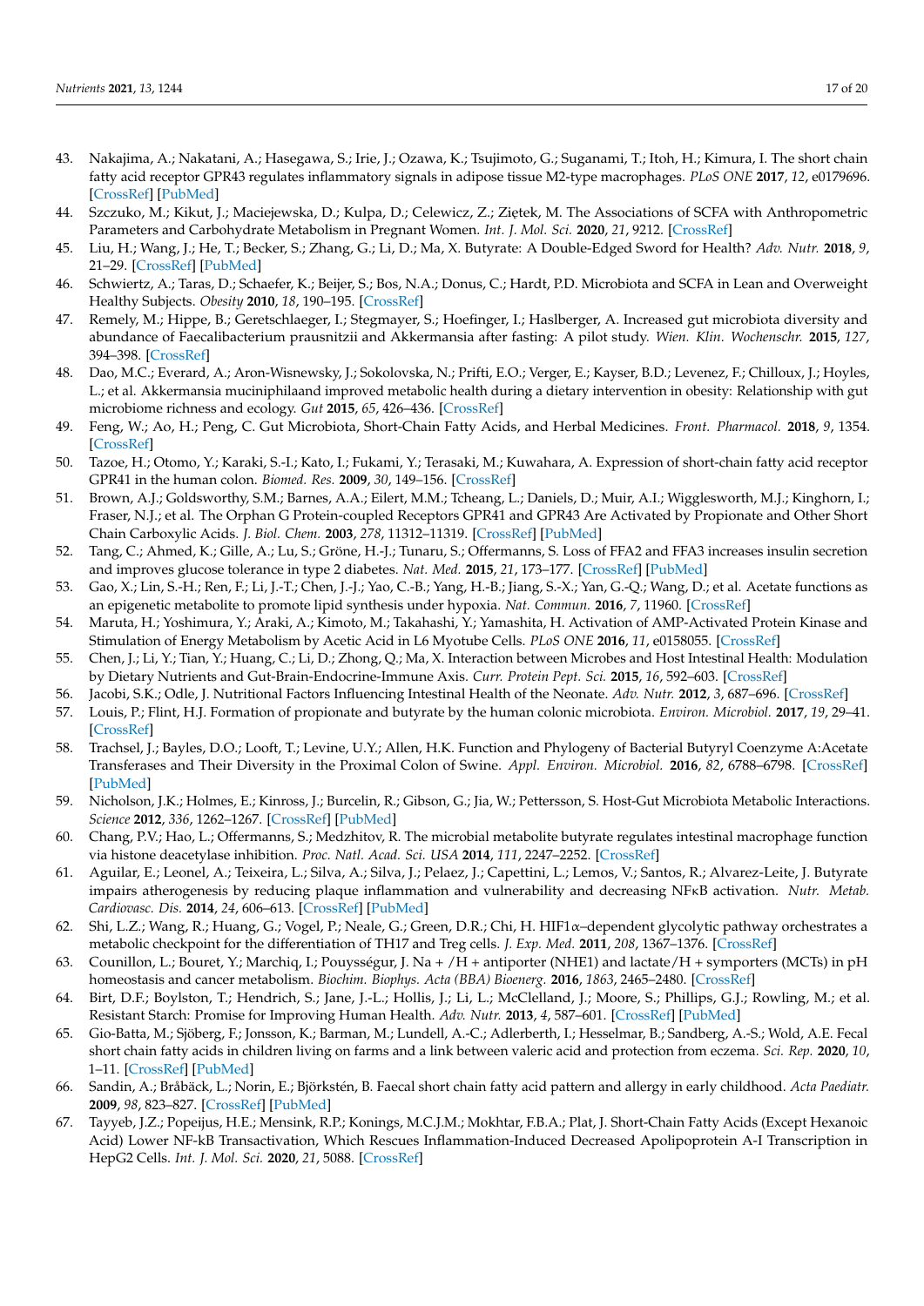43. Nakajima, A.; Nakatani, A.; Hasegawa, S.; Irie, J.; Ozawa, K.; Tsujimoto, G.; Suganami, T.; Itoh, H.; Kimura, I. The short chain fatty acid receptor GPR43 regulates inflammatory signals in adipose tissue M2-type macrophages. *PLoS ONE* **2017**, *12*, e0179696. [CrossRef] [PubMed]
44. Szczuko, M.; Kikut, J.; Maciejewska, D.; Kulpa, D.; Celewicz, Z.; Ziętek, M. The Associations of SCFA with Anthropometric Parameters and Carbohydrate Metabolism in Pregnant Women. *Int. J. Mol. Sci.* **2020**, *21*, 9212. [CrossRef]
45. Liu, H.; Wang, J.; He, T.; Becker, S.; Zhang, G.; Li, D.; Ma, X. Butyrate: A Double-Edged Sword for Health? *Adv. Nutr.* **2018**, *9*, 21–29. [CrossRef] [PubMed]
46. Schwiertz, A.; Taras, D.; Schaefer, K.; Beijer, S.; Bos, N.A.; Donus, C.; Hardt, P.D. Microbiota and SCFA in Lean and Overweight Healthy Subjects. *Obesity* **2010**, *18*, 190–195. [CrossRef]
47. Remely, M.; Hippe, B.; Geretschlaeger, I.; Stegmayer, S.; Hoefinger, I.; Haslberger, A. Increased gut microbiota diversity and abundance of Faecalibacterium prausnitzii and Akkermansia after fasting: A pilot study. *Wien. Klin. Wochenschr.* **2015**, *127*, 394–398. [CrossRef]
48. Dao, M.C.; Everard, A.; Aron-Wisnewsky, J.; Sokolovska, N.; Prifti, E.O.; Verger, E.; Kayser, B.D.; Levenez, F.; Chilloux, J.; Hoyles, L.; et al. Akkermansia muciniphilaand improved metabolic health during a dietary intervention in obesity: Relationship with gut microbiome richness and ecology. *Gut* **2015**, *65*, 426–436. [CrossRef]
49. Feng, W.; Ao, H.; Peng, C. Gut Microbiota, Short-Chain Fatty Acids, and Herbal Medicines. *Front. Pharmacol.* **2018**, *9*, 1354. [CrossRef]
50. Tazoe, H.; Otomo, Y.; Karaki, S.-I.; Kato, I.; Fukami, Y.; Terasaki, M.; Kuwahara, A. Expression of short-chain fatty acid receptor GPR41 in the human colon. *Biomed. Res.* **2009**, *30*, 149–156. [CrossRef]
51. Brown, A.J.; Goldsworthy, S.M.; Barnes, A.A.; Eilert, M.M.; Tcheang, L.; Daniels, D.; Muir, A.I.; Wigglesworth, M.J.; Kinghorn, I.; Fraser, N.J.; et al. The Orphan G Protein-coupled Receptors GPR41 and GPR43 Are Activated by Propionate and Other Short Chain Carboxylic Acids. *J. Biol. Chem.* **2003**, *278*, 11312–11319. [CrossRef] [PubMed]
52. Tang, C.; Ahmed, K.; Gille, A.; Lu, S.; Gröne, H.-J.; Tunaru, S.; Offermanns, S. Loss of FFA2 and FFA3 increases insulin secretion and improves glucose tolerance in type 2 diabetes. *Nat. Med.* **2015**, *21*, 173–177. [CrossRef] [PubMed]
53. Gao, X.; Lin, S.-H.; Ren, F.; Li, J.-T.; Chen, J.-J.; Yao, C.-B.; Yang, H.-B.; Jiang, S.-X.; Yan, G.-Q.; Wang, D.; et al. Acetate functions as an epigenetic metabolite to promote lipid synthesis under hypoxia. *Nat. Commun.* **2016**, *7*, 11960. [CrossRef]
54. Maruta, H.; Yoshimura, Y.; Araki, A.; Kimoto, M.; Takahashi, Y.; Yamashita, H. Activation of AMP-Activated Protein Kinase and Stimulation of Energy Metabolism by Acetic Acid in L6 Myotube Cells. *PLoS ONE* **2016**, *11*, e0158055. [CrossRef]
55. Chen, J.; Li, Y.; Tian, Y.; Huang, C.; Li, D.; Zhong, Q.; Ma, X. Interaction between Microbes and Host Intestinal Health: Modulation by Dietary Nutrients and Gut-Brain-Endocrine-Immune Axis. *Curr. Protein Pept. Sci.* **2015**, *16*, 592–603. [CrossRef]
56. Jacobi, S.K.; Odle, J. Nutritional Factors Influencing Intestinal Health of the Neonate. *Adv. Nutr.* **2012**, *3*, 687–696. [CrossRef]
57. Louis, P.; Flint, H.J. Formation of propionate and butyrate by the human colonic microbiota. *Environ. Microbiol.* **2017**, *19*, 29–41. [CrossRef]
58. Trachsel, J.; Bayles, D.O.; Looft, T.; Levine, U.Y.; Allen, H.K. Function and Phylogeny of Bacterial Butyryl Coenzyme A:Acetate Transferases and Their Diversity in the Proximal Colon of Swine. *Appl. Environ. Microbiol.* **2016**, *82*, 6788–6798. [CrossRef] [PubMed]
59. Nicholson, J.K.; Holmes, E.; Kinross, J.; Burcelin, R.; Gibson, G.; Jia, W.; Pettersson, S. Host-Gut Microbiota Metabolic Interactions. *Science* **2012**, *336*, 1262–1267. [CrossRef] [PubMed]
60. Chang, P.V.; Hao, L.; Offermanns, S.; Medzhitov, R. The microbial metabolite butyrate regulates intestinal macrophage function via histone deacetylase inhibition. *Proc. Natl. Acad. Sci. USA* **2014**, *111*, 2247–2252. [CrossRef]
61. Aguilar, E.; Leonel, A.; Teixeira, L.; Silva, A.; Silva, J.; Pelaez, J.; Capettini, L.; Lemos, V.; Santos, R.; Alvarez-Leite, J. Butyrate impairs atherogenesis by reducing plaque inflammation and vulnerability and decreasing NFκB activation. *Nutr. Metab. Cardiovasc. Dis.* **2014**, *24*, 606–613. [CrossRef] [PubMed]
62. Shi, L.Z.; Wang, R.; Huang, G.; Vogel, P.; Neale, G.; Green, D.R.; Chi, H. HIF1α–dependent glycolytic pathway orchestrates a metabolic checkpoint for the differentiation of TH17 and Treg cells. *J. Exp. Med.* **2011**, *208*, 1367–1376. [CrossRef]
63. Counillon, L.; Bouret, Y.; Marchiq, I.; Pouysségur, J. Na + /H + antiporter (NHE1) and lactate/H + symporters (MCTs) in pH homeostasis and cancer metabolism. *Biochim. Biophys. Acta (BBA) Bioenerg.* **2016**, *1863*, 2465–2480. [CrossRef]
64. Birt, D.F.; Boylston, T.; Hendrich, S.; Jane, J.-L.; Hollis, J.; Li, L.; McClelland, J.; Moore, S.; Phillips, G.J.; Rowling, M.; et al. Resistant Starch: Promise for Improving Human Health. *Adv. Nutr.* **2013**, *4*, 587–601. [CrossRef] [PubMed]
65. Gio-Batta, M.; Sjöberg, F.; Jonsson, K.; Barman, M.; Lundell, A.-C.; Adlerberth, I.; Hesselmar, B.; Sandberg, A.-S.; Wold, A.E. Fecal short chain fatty acids in children living on farms and a link between valeric acid and protection from eczema. *Sci. Rep.* **2020**, *10*, 1–11. [CrossRef] [PubMed]
66. Sandin, A.; Bråbäck, L.; Norin, E.; Björkstén, B. Faecal short chain fatty acid pattern and allergy in early childhood. *Acta Paediatr.* **2009**, *98*, 823–827. [CrossRef] [PubMed]
67. Tayyeb, J.Z.; Popeijus, H.E.; Mensink, R.P.; Konings, M.C.J.M.; Mokhtar, F.B.A.; Plat, J. Short-Chain Fatty Acids (Except Hexanoic Acid) Lower NF-kB Transactivation, Which Rescues Inflammation-Induced Decreased Apolipoprotein A-I Transcription in HepG2 Cells. *Int. J. Mol. Sci.* **2020**, *21*, 5088. [CrossRef]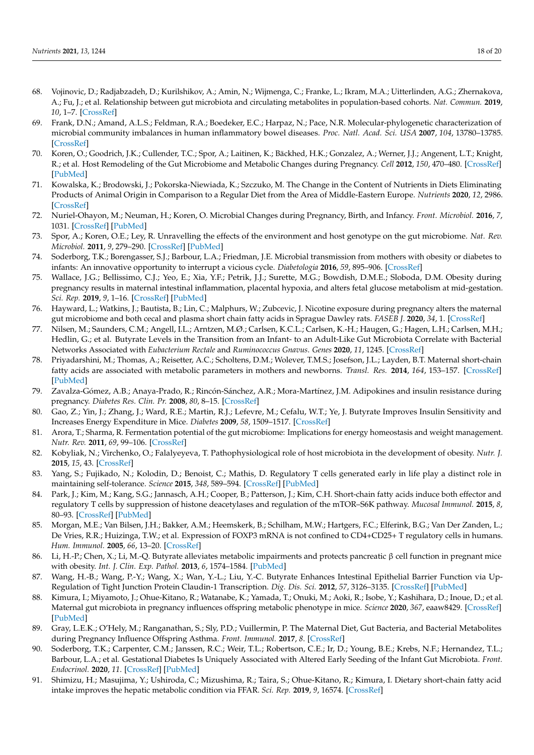68. Vojinovic, D.; Radjabzadeh, D.; Kurilshikov, A.; Amin, N.; Wijmenga, C.; Franke, L.; Ikram, M.A.; Uitterlinden, A.G.; Zhernakova, A.; Fu, J.; et al. Relationship between gut microbiota and circulating metabolites in population-based cohorts. *Nat. Commun.* **2019**, *10*, 1–7. [CrossRef]
69. Frank, D.N.; Amand, A.L.S.; Feldman, R.A.; Boedeker, E.C.; Harpaz, N.; Pace, N.R. Molecular-phylogenetic characterization of microbial community imbalances in human inflammatory bowel diseases. *Proc. Natl. Acad. Sci. USA* **2007**, *104*, 13780–13785. [CrossRef]
70. Koren, O.; Goodrich, J.K.; Cullender, T.C.; Spor, A.; Laitinen, K.; Bäckhed, H.K.; Gonzalez, A.; Werner, J.J.; Angenent, L.T.; Knight, R.; et al. Host Remodeling of the Gut Microbiome and Metabolic Changes during Pregnancy. *Cell* **2012**, *150*, 470–480. [CrossRef] [PubMed]
71. Kowalska, K.; Brodowski, J.; Pokorska-Niewiada, K.; Szczuko, M. The Change in the Content of Nutrients in Diets Eliminating Products of Animal Origin in Comparison to a Regular Diet from the Area of Middle-Eastern Europe. *Nutrients* **2020**, *12*, 2986. [CrossRef]
72. Nuriel-Ohayon, M.; Neuman, H.; Koren, O. Microbial Changes during Pregnancy, Birth, and Infancy. *Front. Microbiol.* **2016**, *7*, 1031. [CrossRef] [PubMed]
73. Spor, A.; Koren, O.E.; Ley, R. Unravelling the effects of the environment and host genotype on the gut microbiome. *Nat. Rev. Microbiol.* **2011**, *9*, 279–290. [CrossRef] [PubMed]
74. Soderborg, T.K.; Borengasser, S.J.; Barbour, L.A.; Friedman, J.E. Microbial transmission from mothers with obesity or diabetes to infants: An innovative opportunity to interrupt a vicious cycle. *Diabetologia* **2016**, *59*, 895–906. [CrossRef]
75. Wallace, J.G.; Bellissimo, C.J.; Yeo, E.; Xia, Y.F.; Petrik, J.J.; Surette, M.G.; Bowdish, D.M.E.; Sloboda, D.M. Obesity during pregnancy results in maternal intestinal inflammation, placental hypoxia, and alters fetal glucose metabolism at mid-gestation. *Sci. Rep.* **2019**, *9*, 1–16. [CrossRef] [PubMed]
76. Hayward, L.; Watkins, J.; Bautista, B.; Lin, C.; Malphurs, W.; Zubcevic, J. Nicotine exposure during pregnancy alters the maternal gut microbiome and both cecal and plasma short chain fatty acids in Sprague Dawley rats. *FASEB J.* **2020**, *34*, 1. [CrossRef]
77. Nilsen, M.; Saunders, C.M.; Angell, I.L.; Arntzen, M.Ø.; Carlsen, K.C.L.; Carlsen, K.-H.; Haugen, G.; Hagen, L.H.; Carlsen, M.H.; Hedlin, G.; et al. Butyrate Levels in the Transition from an Infant- to an Adult-Like Gut Microbiota Correlate with Bacterial Networks Associated with *Eubacterium Rectale* and *Ruminococcus Gnavus*. *Genes* **2020**, *11*, 1245. [CrossRef]
78. Priyadarshini, M.; Thomas, A.; Reisetter, A.C.; Scholtens, D.M.; Wolever, T.M.S.; Josefson, J.L.; Layden, B.T. Maternal short-chain fatty acids are associated with metabolic parameters in mothers and newborns. *Transl. Res.* **2014**, *164*, 153–157. [CrossRef] [PubMed]
79. Zavalza-Gómez, A.B.; Anaya-Prado, R.; Rincón-Sánchez, A.R.; Mora-Martínez, J.M. Adipokines and insulin resistance during pregnancy. *Diabetes Res. Clin. Pr.* **2008**, *80*, 8–15. [CrossRef]
80. Gao, Z.; Yin, J.; Zhang, J.; Ward, R.E.; Martin, R.J.; Lefevre, M.; Cefalu, W.T.; Ye, J. Butyrate Improves Insulin Sensitivity and Increases Energy Expenditure in Mice. *Diabetes* **2009**, *58*, 1509–1517. [CrossRef]
81. Arora, T.; Sharma, R. Fermentation potential of the gut microbiome: Implications for energy homeostasis and weight management. *Nutr. Rev.* **2011**, *69*, 99–106. [CrossRef]
82. Kobyliak, N.; Virchenko, O.; Falalyeyeva, T. Pathophysiological role of host microbiota in the development of obesity. *Nutr. J.* **2015**, *15*, 43. [CrossRef]
83. Yang, S.; Fujikado, N.; Kolodin, D.; Benoist, C.; Mathis, D. Regulatory T cells generated early in life play a distinct role in maintaining self-tolerance. *Science* **2015**, *348*, 589–594. [CrossRef] [PubMed]
84. Park, J.; Kim, M.; Kang, S.G.; Jannasch, A.H.; Cooper, B.; Patterson, J.; Kim, C.H. Short-chain fatty acids induce both effector and regulatory T cells by suppression of histone deacetylases and regulation of the mTOR–S6K pathway. *Mucosal Immunol.* **2015**, *8*, 80–93. [CrossRef] [PubMed]
85. Morgan, M.E.; Van Bilsen, J.H.; Bakker, A.M.; Heemskerk, B.; Schilham, M.W.; Hartgers, F.C.; Elferink, B.G.; Van Der Zanden, L.; De Vries, R.R.; Huizinga, T.W.; et al. Expression of FOXP3 mRNA is not confined to CD4+CD25+ T regulatory cells in humans. *Hum. Immunol.* **2005**, *66*, 13–20. [CrossRef]
86. Li, H.-P.; Chen, X.; Li, M.-Q. Butyrate alleviates metabolic impairments and protects pancreatic β cell function in pregnant mice with obesity. *Int. J. Clin. Exp. Pathol.* **2013**, *6*, 1574–1584. [PubMed]
87. Wang, H.-B.; Wang, P.-Y.; Wang, X.; Wan, Y.-L.; Liu, Y.-C. Butyrate Enhances Intestinal Epithelial Barrier Function via Up-Regulation of Tight Junction Protein Claudin-1 Transcription. *Dig. Dis. Sci.* **2012**, *57*, 3126–3135. [CrossRef] [PubMed]
88. Kimura, I.; Miyamoto, J.; Ohue-Kitano, R.; Watanabe, K.; Yamada, T.; Onuki, M.; Aoki, R.; Isobe, Y.; Kashihara, D.; Inoue, D.; et al. Maternal gut microbiota in pregnancy influences offspring metabolic phenotype in mice. *Science* **2020**, *367*, eaaw8429. [CrossRef] [PubMed]
89. Gray, L.E.K.; O'Hely, M.; Ranganathan, S.; Sly, P.D.; Vuillermin, P. The Maternal Diet, Gut Bacteria, and Bacterial Metabolites during Pregnancy Influence Offspring Asthma. *Front. Immunol.* **2017**, *8*. [CrossRef]
90. Soderborg, T.K.; Carpenter, C.M.; Janssen, R.C.; Weir, T.L.; Robertson, C.E.; Ir, D.; Young, B.E.; Krebs, N.F.; Hernandez, T.L.; Barbour, L.A.; et al. Gestational Diabetes Is Uniquely Associated with Altered Early Seeding of the Infant Gut Microbiota. *Front. Endocrinol.* **2020**, *11*. [CrossRef] [PubMed]
91. Shimizu, H.; Masujima, Y.; Ushiroda, C.; Mizushima, R.; Taira, S.; Ohue-Kitano, R.; Kimura, I. Dietary short-chain fatty acid intake improves the hepatic metabolic condition via FFAR. *Sci. Rep.* **2019**, *9*, 16574. [CrossRef]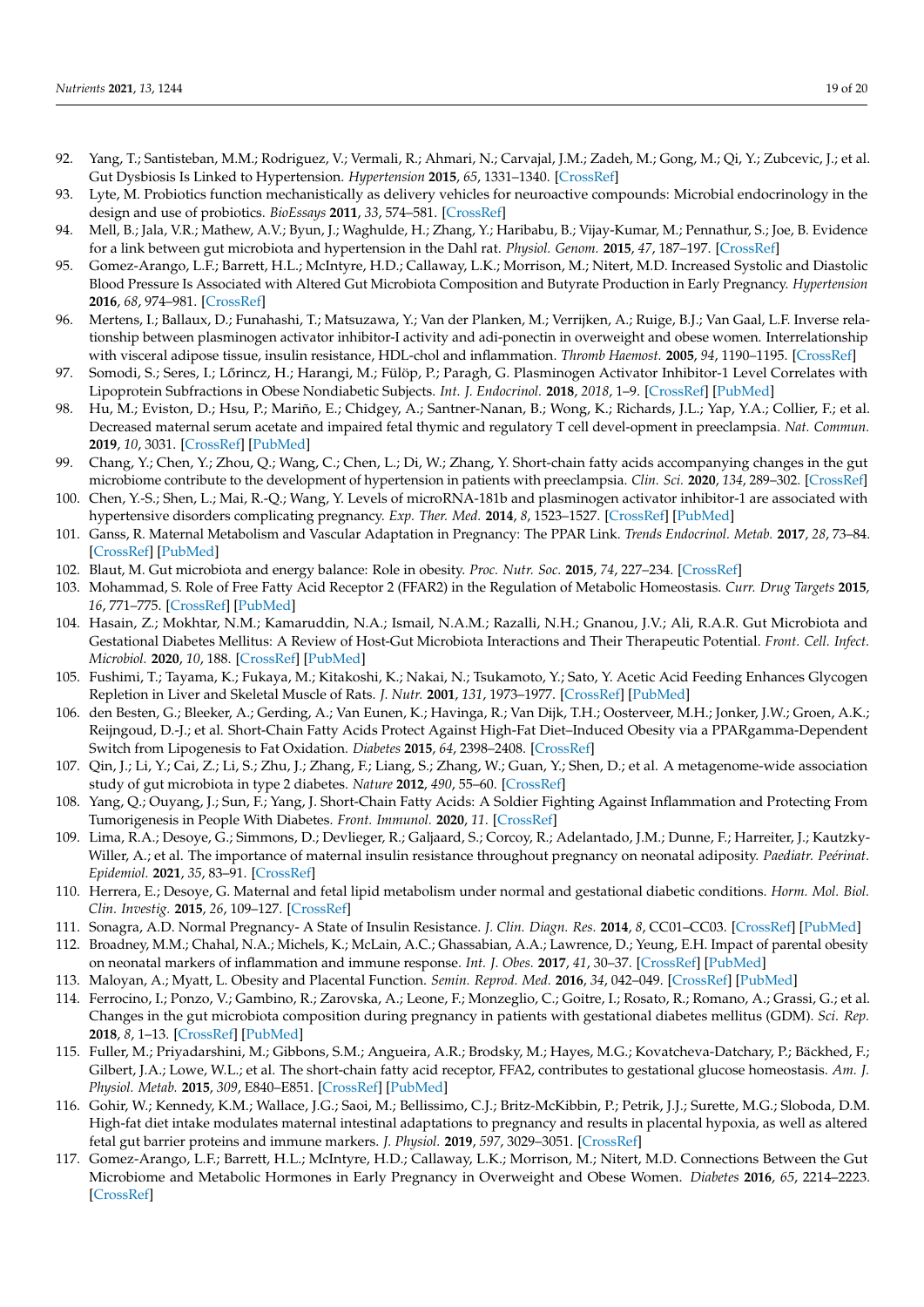92. Yang, T.; Santisteban, M.M.; Rodriguez, V.; Vermali, R.; Ahmari, N.; Carvajal, J.M.; Zadeh, M.; Gong, M.; Qi, Y.; Zubcevic, J.; et al. Gut Dysbiosis Is Linked to Hypertension. *Hypertension* **2015**, *65*, 1331–1340. [CrossRef]
93. Lyte, M. Probiotics function mechanistically as delivery vehicles for neuroactive compounds: Microbial endocrinology in the design and use of probiotics. *BioEssays* **2011**, *33*, 574–581. [CrossRef]
94. Mell, B.; Jala, V.R.; Mathew, A.V.; Byun, J.; Waghulde, H.; Zhang, Y.; Haribabu, B.; Vijay-Kumar, M.; Pennathur, S.; Joe, B. Evidence for a link between gut microbiota and hypertension in the Dahl rat. *Physiol. Genom.* **2015**, *47*, 187–197. [CrossRef]
95. Gomez-Arango, L.F.; Barrett, H.L.; McIntyre, H.D.; Callaway, L.K.; Morrison, M.; Nitert, M.D. Increased Systolic and Diastolic Blood Pressure Is Associated with Altered Gut Microbiota Composition and Butyrate Production in Early Pregnancy. *Hypertension* **2016**, *68*, 974–981. [CrossRef]
96. Mertens, I.; Ballaux, D.; Funahashi, T.; Matsuzawa, Y.; Van der Planken, M.; Verrijken, A.; Ruige, B.J.; Van Gaal, L.F. Inverse relationship between plasminogen activator inhibitor-I activity and adi-ponectin in overweight and obese women. Interrelationship with visceral adipose tissue, insulin resistance, HDL-chol and inflammation. *Thromb Haemost.* **2005**, *94*, 1190–1195. [CrossRef]
97. Somodi, S.; Seres, I.; Lőrincz, H.; Harangi, M.; Fülöp, P.; Paragh, G. Plasminogen Activator Inhibitor-1 Level Correlates with Lipoprotein Subfractions in Obese Nondiabetic Subjects. *Int. J. Endocrinol.* **2018**, *2018*, 1–9. [CrossRef] [PubMed]
98. Hu, M.; Eviston, D.; Hsu, P.; Mariño, E.; Chidgey, A.; Santner-Nanan, B.; Wong, K.; Richards, J.L.; Yap, Y.A.; Collier, F.; et al. Decreased maternal serum acetate and impaired fetal thymic and regulatory T cell devel-opment in preeclampsia. *Nat. Commun.* **2019**, *10*, 3031. [CrossRef] [PubMed]
99. Chang, Y.; Chen, Y.; Zhou, Q.; Wang, C.; Chen, L.; Di, W.; Zhang, Y. Short-chain fatty acids accompanying changes in the gut microbiome contribute to the development of hypertension in patients with preeclampsia. *Clin. Sci.* **2020**, *134*, 289–302. [CrossRef]
100. Chen, Y.-S.; Shen, L.; Mai, R.-Q.; Wang, Y. Levels of microRNA-181b and plasminogen activator inhibitor-1 are associated with hypertensive disorders complicating pregnancy. *Exp. Ther. Med.* **2014**, *8*, 1523–1527. [CrossRef] [PubMed]
101. Ganss, R. Maternal Metabolism and Vascular Adaptation in Pregnancy: The PPAR Link. *Trends Endocrinol. Metab.* **2017**, *28*, 73–84. [CrossRef] [PubMed]
102. Blaut, M. Gut microbiota and energy balance: Role in obesity. *Proc. Nutr. Soc.* **2015**, *74*, 227–234. [CrossRef]
103. Mohammad, S. Role of Free Fatty Acid Receptor 2 (FFAR2) in the Regulation of Metabolic Homeostasis. *Curr. Drug Targets* **2015**, *16*, 771–775. [CrossRef] [PubMed]
104. Hasain, Z.; Mokhtar, N.M.; Kamaruddin, N.A.; Ismail, N.A.M.; Razalli, N.H.; Gnanou, J.V.; Ali, R.A.R. Gut Microbiota and Gestational Diabetes Mellitus: A Review of Host-Gut Microbiota Interactions and Their Therapeutic Potential. *Front. Cell. Infect. Microbiol.* **2020**, *10*, 188. [CrossRef] [PubMed]
105. Fushimi, T.; Tayama, K.; Fukaya, M.; Kitakoshi, K.; Nakai, N.; Tsukamoto, Y.; Sato, Y. Acetic Acid Feeding Enhances Glycogen Repletion in Liver and Skeletal Muscle of Rats. *J. Nutr.* **2001**, *131*, 1973–1977. [CrossRef] [PubMed]
106. den Besten, G.; Bleeker, A.; Gerding, A.; Van Eunen, K.; Havinga, R.; Van Dijk, T.H.; Oosterveer, M.H.; Jonker, J.W.; Groen, A.K.; Reijngoud, D.-J.; et al. Short-Chain Fatty Acids Protect Against High-Fat Diet–Induced Obesity via a PPARgamma-Dependent Switch from Lipogenesis to Fat Oxidation. *Diabetes* **2015**, *64*, 2398–2408. [CrossRef]
107. Qin, J.; Li, Y.; Cai, Z.; Li, S.; Zhu, J.; Zhang, F.; Liang, S.; Zhang, W.; Guan, Y.; Shen, D.; et al. A metagenome-wide association study of gut microbiota in type 2 diabetes. *Nature* **2012**, *490*, 55–60. [CrossRef]
108. Yang, Q.; Ouyang, J.; Sun, F.; Yang, J. Short-Chain Fatty Acids: A Soldier Fighting Against Inflammation and Protecting From Tumorigenesis in People With Diabetes. *Front. Immunol.* **2020**, *11*. [CrossRef]
109. Lima, R.A.; Desoye, G.; Simmons, D.; Devlieger, R.; Galjaard, S.; Corcoy, R.; Adelantado, J.M.; Dunne, F.; Harreiter, J.; Kautzky-Willer, A.; et al. The importance of maternal insulin resistance throughout pregnancy on neonatal adiposity. *Paediatr. Peérinat. Epidemiol.* **2021**, *35*, 83–91. [CrossRef]
110. Herrera, E.; Desoye, G. Maternal and fetal lipid metabolism under normal and gestational diabetic conditions. *Horm. Mol. Biol. Clin. Investig.* **2015**, *26*, 109–127. [CrossRef]
111. Sonagra, A.D. Normal Pregnancy- A State of Insulin Resistance. *J. Clin. Diagn. Res.* **2014**, *8*, CC01–CC03. [CrossRef] [PubMed]
112. Broadney, M.M.; Chahal, N.A.; Michels, K.; McLain, A.C.; Ghassabian, A.A.; Lawrence, D.; Yeung, E.H. Impact of parental obesity on neonatal markers of inflammation and immune response. *Int. J. Obes.* **2017**, *41*, 30–37. [CrossRef] [PubMed]
113. Maloyan, A.; Myatt, L. Obesity and Placental Function. *Semin. Reprod. Med.* **2016**, *34*, 042–049. [CrossRef] [PubMed]
114. Ferrocino, I.; Ponzo, V.; Gambino, R.; Zarovska, A.; Leone, F.; Monzeglio, C.; Goitre, I.; Rosato, R.; Romano, A.; Grassi, G.; et al. Changes in the gut microbiota composition during pregnancy in patients with gestational diabetes mellitus (GDM). *Sci. Rep.* **2018**, *8*, 1–13. [CrossRef] [PubMed]
115. Fuller, M.; Priyadarshini, M.; Gibbons, S.M.; Angueira, A.R.; Brodsky, M.; Hayes, M.G.; Kovatcheva-Datchary, P.; Bäckhed, F.; Gilbert, J.A.; Lowe, W.L.; et al. The short-chain fatty acid receptor, FFA2, contributes to gestational glucose homeostasis. *Am. J. Physiol. Metab.* **2015**, *309*, E840–E851. [CrossRef] [PubMed]
116. Gohir, W.; Kennedy, K.M.; Wallace, J.G.; Saoi, M.; Bellissimo, C.J.; Britz-McKibbin, P.; Petrik, J.J.; Surette, M.G.; Sloboda, D.M. High-fat diet intake modulates maternal intestinal adaptations to pregnancy and results in placental hypoxia, as well as altered fetal gut barrier proteins and immune markers. *J. Physiol.* **2019**, *597*, 3029–3051. [CrossRef]
117. Gomez-Arango, L.F.; Barrett, H.L.; McIntyre, H.D.; Callaway, L.K.; Morrison, M.; Nitert, M.D. Connections Between the Gut Microbiome and Metabolic Hormones in Early Pregnancy in Overweight and Obese Women. *Diabetes* **2016**, *65*, 2214–2223. [CrossRef]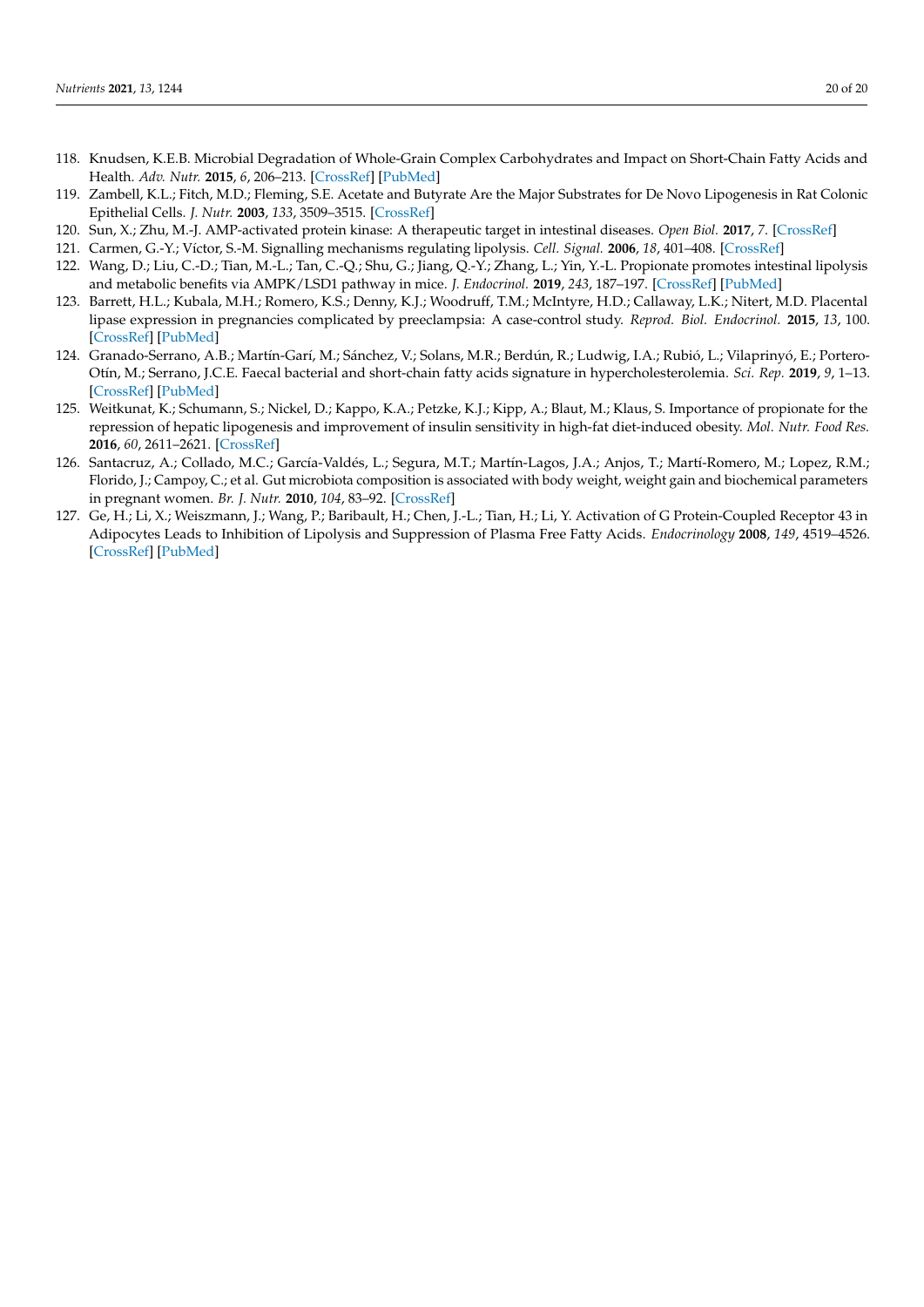118. Knudsen, K.E.B. Microbial Degradation of Whole-Grain Complex Carbohydrates and Impact on Short-Chain Fatty Acids and Health. *Adv. Nutr.* **2015**, *6*, 206–213. [CrossRef] [PubMed]
119. Zambell, K.L.; Fitch, M.D.; Fleming, S.E. Acetate and Butyrate Are the Major Substrates for De Novo Lipogenesis in Rat Colonic Epithelial Cells. *J. Nutr.* **2003**, *133*, 3509–3515. [CrossRef]
120. Sun, X.; Zhu, M.-J. AMP-activated protein kinase: A therapeutic target in intestinal diseases. *Open Biol.* **2017**, *7*. [CrossRef]
121. Carmen, G.-Y.; Víctor, S.-M. Signalling mechanisms regulating lipolysis. *Cell. Signal.* **2006**, *18*, 401–408. [CrossRef]
122. Wang, D.; Liu, C.-D.; Tian, M.-L.; Tan, C.-Q.; Shu, G.; Jiang, Q.-Y.; Zhang, L.; Yin, Y.-L. Propionate promotes intestinal lipolysis and metabolic benefits via AMPK/LSD1 pathway in mice. *J. Endocrinol.* **2019**, *243*, 187–197. [CrossRef] [PubMed]
123. Barrett, H.L.; Kubala, M.H.; Romero, K.S.; Denny, K.J.; Woodruff, T.M.; McIntyre, H.D.; Callaway, L.K.; Nitert, M.D. Placental lipase expression in pregnancies complicated by preeclampsia: A case-control study. *Reprod. Biol. Endocrinol.* **2015**, *13*, 100. [CrossRef] [PubMed]
124. Granado-Serrano, A.B.; Martín-Garí, M.; Sánchez, V.; Solans, M.R.; Berdún, R.; Ludwig, I.A.; Rubió, L.; Vilaprinyó, E.; Portero-Otín, M.; Serrano, J.C.E. Faecal bacterial and short-chain fatty acids signature in hypercholesterolemia. *Sci. Rep.* **2019**, *9*, 1–13. [CrossRef] [PubMed]
125. Weitkunat, K.; Schumann, S.; Nickel, D.; Kappo, K.A.; Petzke, K.J.; Kipp, A.; Blaut, M.; Klaus, S. Importance of propionate for the repression of hepatic lipogenesis and improvement of insulin sensitivity in high-fat diet-induced obesity. *Mol. Nutr. Food Res.* **2016**, *60*, 2611–2621. [CrossRef]
126. Santacruz, A.; Collado, M.C.; García-Valdés, L.; Segura, M.T.; Martín-Lagos, J.A.; Anjos, T.; Martí-Romero, M.; Lopez, R.M.; Florido, J.; Campoy, C.; et al. Gut microbiota composition is associated with body weight, weight gain and biochemical parameters in pregnant women. *Br. J. Nutr.* **2010**, *104*, 83–92. [CrossRef]
127. Ge, H.; Li, X.; Weiszmann, J.; Wang, P.; Baribault, H.; Chen, J.-L.; Tian, H.; Li, Y. Activation of G Protein-Coupled Receptor 43 in Adipocytes Leads to Inhibition of Lipolysis and Suppression of Plasma Free Fatty Acids. *Endocrinology* **2008**, *149*, 4519–4526. [CrossRef] [PubMed]